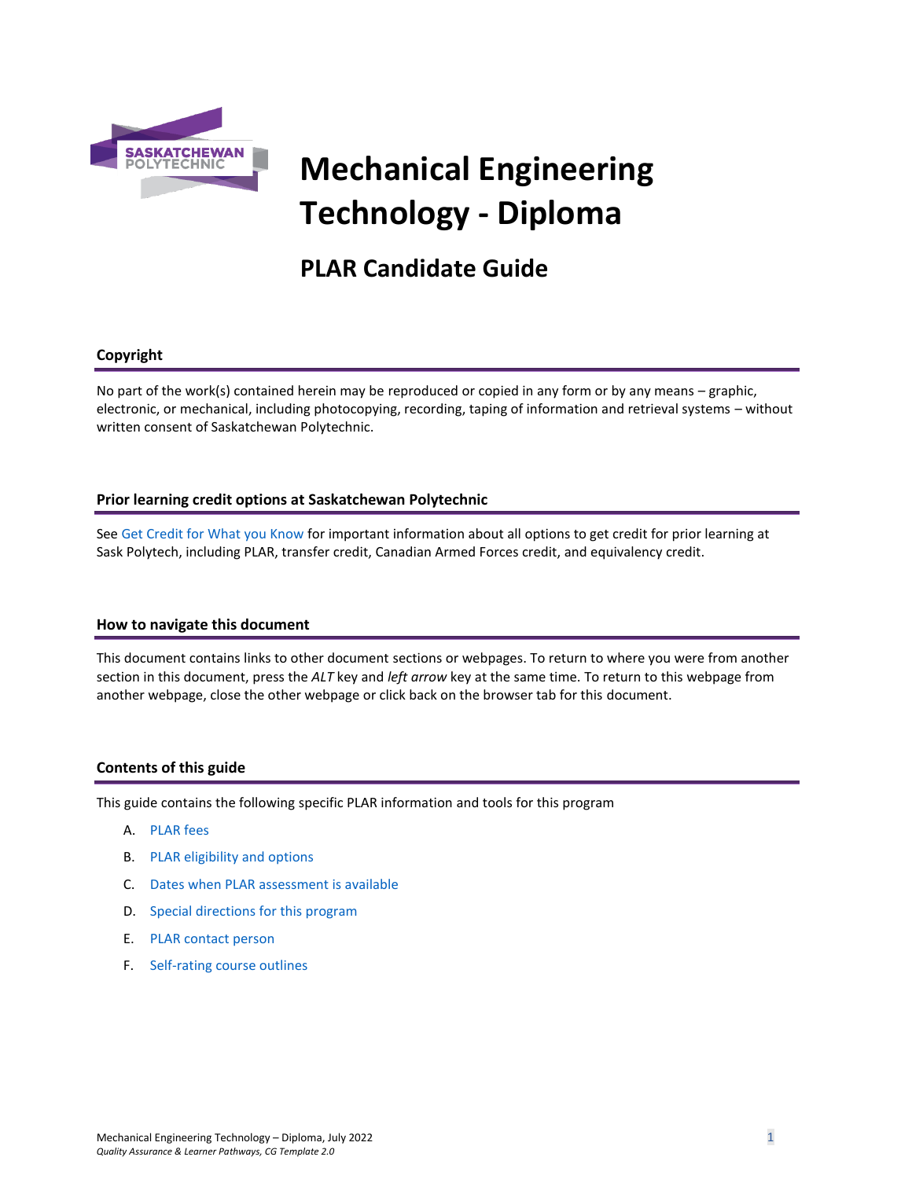# Mechanical Engineering Technology - Diploma

## PLAR Candidate Guide

### Copyright

No part of the work(s) contained herein may be reproduced or copied in any form or by any means – graphic, electronic, or mechanical, including photocopying, recording, taping of information and retrieval systems – without written consent of Saskatchewan Polytechnic.

### Prior learning credit options at Saskatchewan Polytechnic

See Get Credit for What you Know for important information about all options to get credit for prior learning at Sask Polytech, including PLAR, transfer credit, Canadian Armed Forces credit, and equivalency credit.

### How to navigate this document

This document contains links to other document sections or webpages. To return to where you were from another section in this document, press the *ALT* key and *left arrow* key at the same time. To return to this webpage from another webpage, close the other webpage or click back on the browser tab for this document.

### Contents of this guide

This guide contains the following specific PLAR information and tools for this program

A. PLAR fees
B. PLAR eligibility and options
C. Dates when PLAR assessment is available
D. Special directions for this program
E. PLAR contact person
F. Self-rating course outlines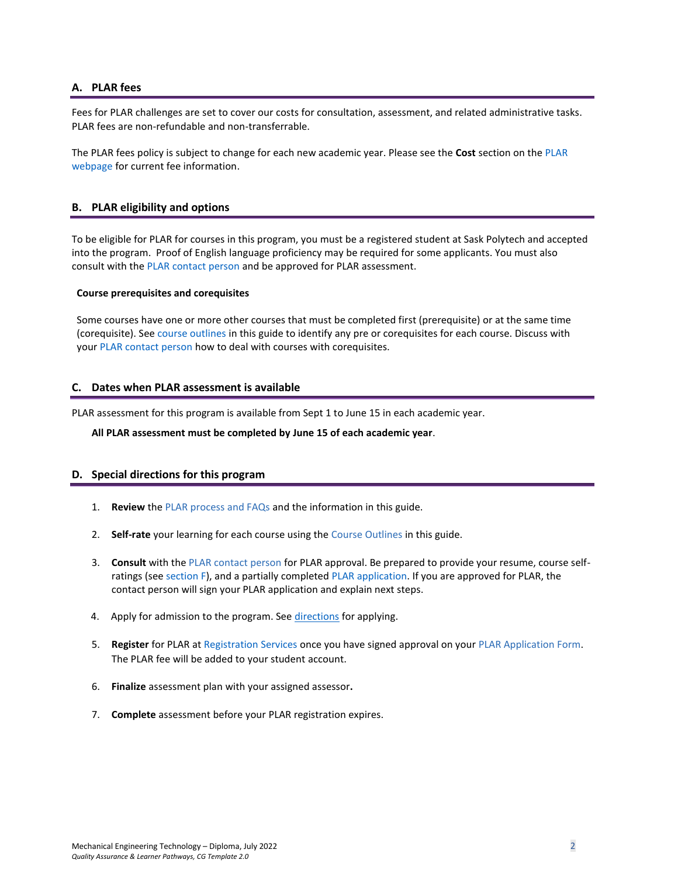## A. PLAR fees

Fees for PLAR challenges are set to cover our costs for consultation, assessment, and related administrative tasks. PLAR fees are non-refundable and non-transferrable.

The PLAR fees policy is subject to change for each new academic year. Please see the **Cost** section on the PLAR webpage for current fee information.

## B. PLAR eligibility and options

To be eligible for PLAR for courses in this program, you must be a registered student at Sask Polytech and accepted into the program. Proof of English language proficiency may be required for some applicants. You must also consult with the PLAR contact person and be approved for PLAR assessment.

### Course prerequisites and corequisites

Some courses have one or more other courses that must be completed first (prerequisite) or at the same time (corequisite). See course outlines in this guide to identify any pre or corequisites for each course. Discuss with your PLAR contact person how to deal with courses with corequisites.

## C. Dates when PLAR assessment is available

PLAR assessment for this program is available from Sept 1 to June 15 in each academic year.

**All PLAR assessment must be completed by June 15 of each academic year**.

## D. Special directions for this program

1. **Review** the PLAR process and FAQs and the information in this guide.
2. **Self-rate** your learning for each course using the Course Outlines in this guide.
3. **Consult** with the PLAR contact person for PLAR approval. Be prepared to provide your resume, course self-ratings (see section F), and a partially completed PLAR application. If you are approved for PLAR, the contact person will sign your PLAR application and explain next steps.
4. Apply for admission to the program. See directions for applying.
5. **Register** for PLAR at Registration Services once you have signed approval on your PLAR Application Form. The PLAR fee will be added to your student account.
6. **Finalize** assessment plan with your assigned assessor**.**
7. **Complete** assessment before your PLAR registration expires.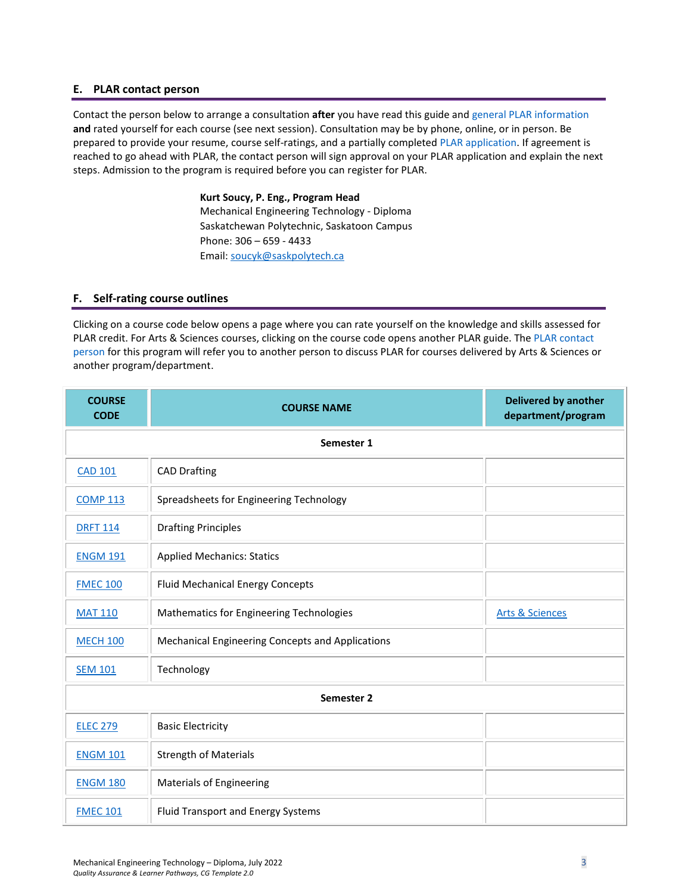## E. PLAR contact person

Contact the person below to arrange a consultation **after** you have read this guide and general PLAR information **and** rated yourself for each course (see next session). Consultation may be by phone, online, or in person. Be prepared to provide your resume, course self-ratings, and a partially completed PLAR application. If agreement is reached to go ahead with PLAR, the contact person will sign approval on your PLAR application and explain the next steps. Admission to the program is required before you can register for PLAR.

**Kurt Soucy, P. Eng., Program Head**
Mechanical Engineering Technology - Diploma
Saskatchewan Polytechnic, Saskatoon Campus
Phone: 306 – 659 - 4433
Email: soucyk@saskpolytech.ca

## F. Self-rating course outlines

Clicking on a course code below opens a page where you can rate yourself on the knowledge and skills assessed for PLAR credit. For Arts & Sciences courses, clicking on the course code opens another PLAR guide. The PLAR contact person for this program will refer you to another person to discuss PLAR for courses delivered by Arts & Sciences or another program/department.

| COURSE CODE | COURSE NAME | Delivered by another department/program |
|---|---|---|
| | **Semester 1** | |
| CAD 101 | CAD Drafting | |
| COMP 113 | Spreadsheets for Engineering Technology | |
| DRFT 114 | Drafting Principles | |
| ENGM 191 | Applied Mechanics: Statics | |
| FMEC 100 | Fluid Mechanical Energy Concepts | |
| MAT 110 | Mathematics for Engineering Technologies | Arts & Sciences |
| MECH 100 | Mechanical Engineering Concepts and Applications | |
| SEM 101 | Technology | |
| | **Semester 2** | |
| ELEC 279 | Basic Electricity | |
| ENGM 101 | Strength of Materials | |
| ENGM 180 | Materials of Engineering | |
| FMEC 101 | Fluid Transport and Energy Systems | |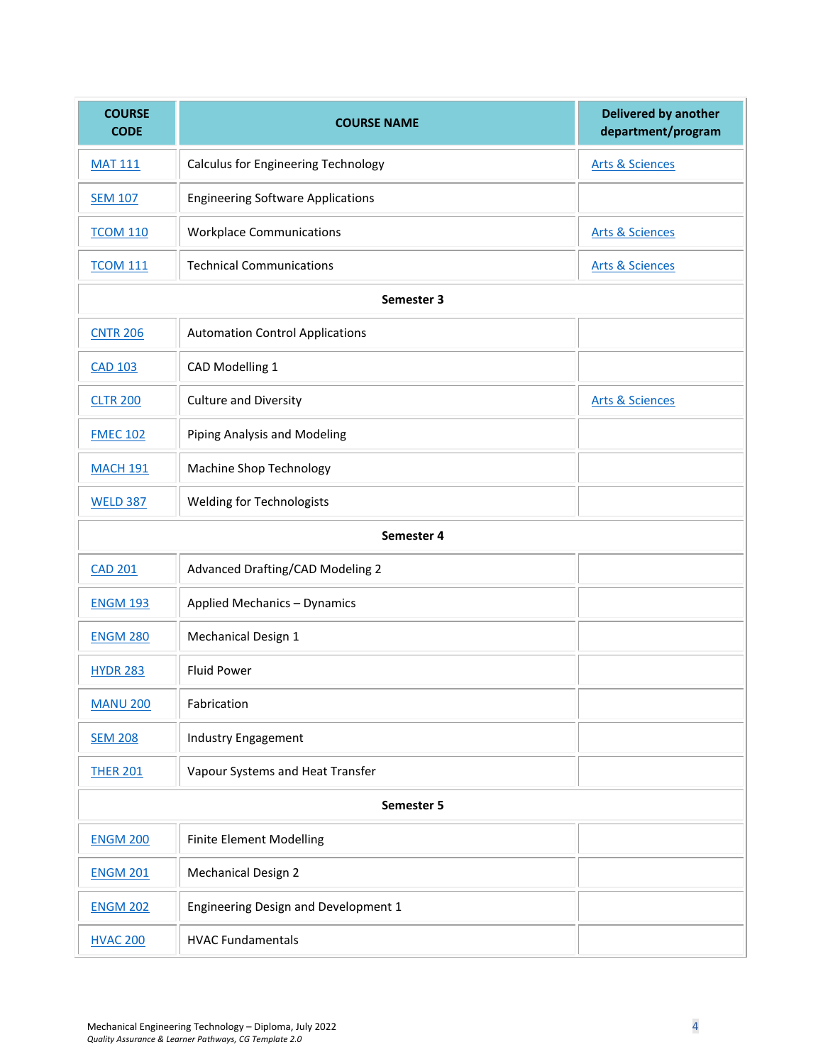| COURSE CODE | COURSE NAME | Delivered by another department/program |
|---|---|---|
| MAT 111 | Calculus for Engineering Technology | Arts & Sciences |
| SEM 107 | Engineering Software Applications | |
| TCOM 110 | Workplace Communications | Arts & Sciences |
| TCOM 111 | Technical Communications | Arts & Sciences |
| **Semester 3** | | |
| CNTR 206 | Automation Control Applications | |
| CAD 103 | CAD Modelling 1 | |
| CLTR 200 | Culture and Diversity | Arts & Sciences |
| FMEC 102 | Piping Analysis and Modeling | |
| MACH 191 | Machine Shop Technology | |
| WELD 387 | Welding for Technologists | |
| **Semester 4** | | |
| CAD 201 | Advanced Drafting/CAD Modeling 2 | |
| ENGM 193 | Applied Mechanics – Dynamics | |
| ENGM 280 | Mechanical Design 1 | |
| HYDR 283 | Fluid Power | |
| MANU 200 | Fabrication | |
| SEM 208 | Industry Engagement | |
| THER 201 | Vapour Systems and Heat Transfer | |
| **Semester 5** | | |
| ENGM 200 | Finite Element Modelling | |
| ENGM 201 | Mechanical Design 2 | |
| ENGM 202 | Engineering Design and Development 1 | |
| HVAC 200 | HVAC Fundamentals | |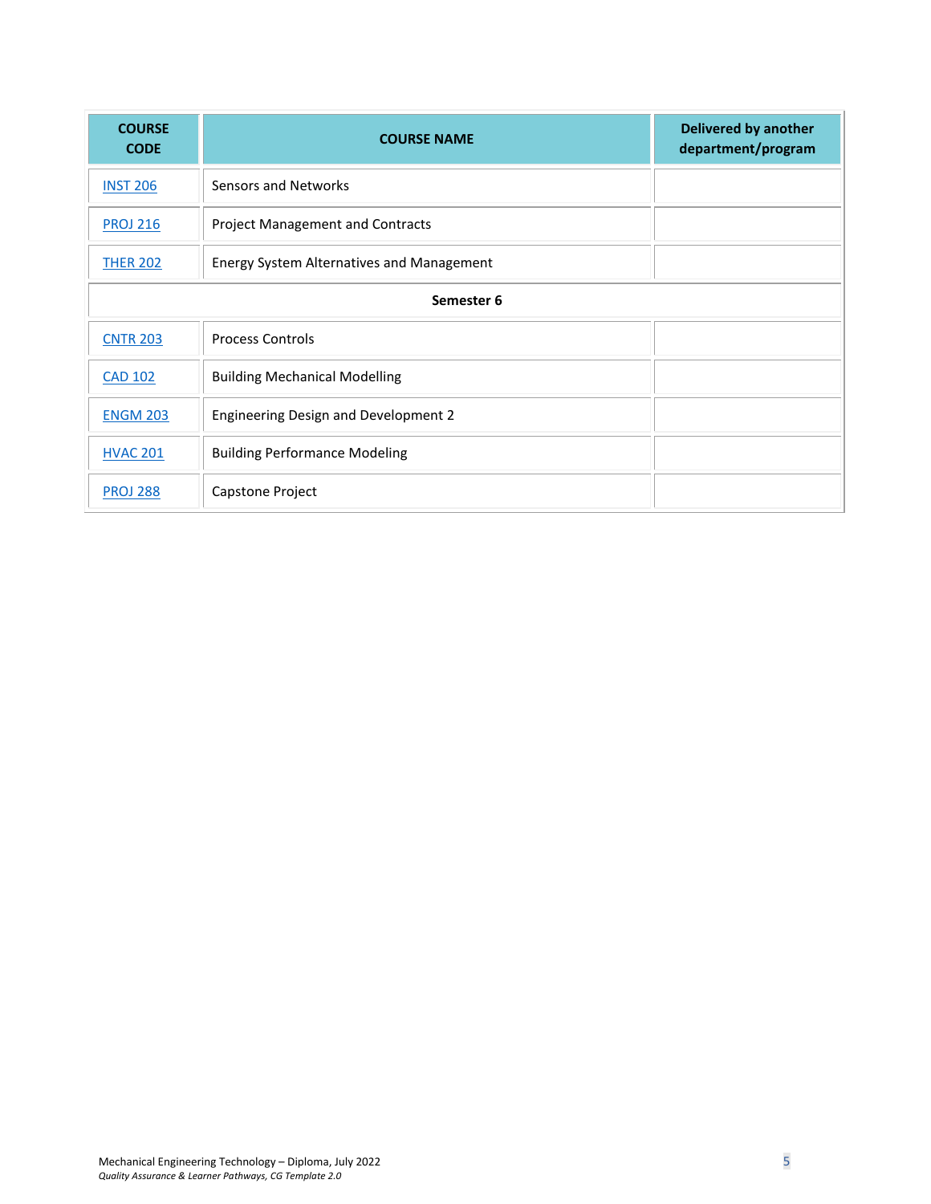| COURSE CODE | COURSE NAME | Delivered by another department/program |
| --- | --- | --- |
| INST 206 | Sensors and Networks | |
| PROJ 216 | Project Management and Contracts | |
| THER 202 | Energy System Alternatives and Management | |
| **Semester 6** | | |
| CNTR 203 | Process Controls | |
| CAD 102 | Building Mechanical Modelling | |
| ENGM 203 | Engineering Design and Development 2 | |
| HVAC 201 | Building Performance Modeling | |
| PROJ 288 | Capstone Project | |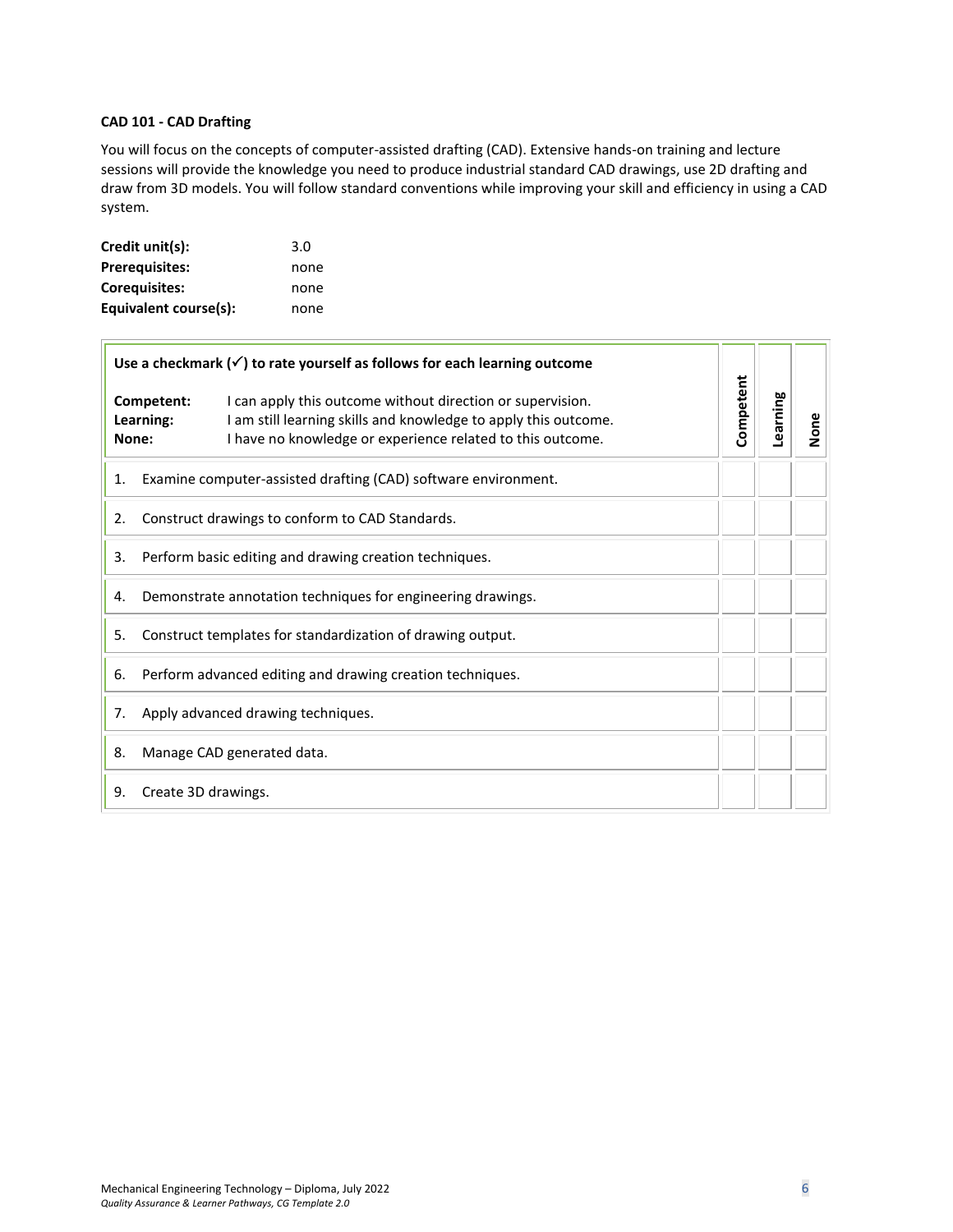**CAD 101 - CAD Drafting**

You will focus on the concepts of computer-assisted drafting (CAD). Extensive hands-on training and lecture sessions will provide the knowledge you need to produce industrial standard CAD drawings, use 2D drafting and draw from 3D models. You will follow standard conventions while improving your skill and efficiency in using a CAD system.

| | |
|---|---|
| **Credit unit(s):** | 3.0 |
| **Prerequisites:** | none |
| **Corequisites:** | none |
| **Equivalent course(s):** | none |

| **Use a checkmark (✓) to rate yourself as follows for each learning outcome**<br><br>**Competent:** I can apply this outcome without direction or supervision.<br>**Learning:** I am still learning skills and knowledge to apply this outcome.<br>**None:** I have no knowledge or experience related to this outcome. | **Competent** | **Learning** | **None** |
|---|---|---|---|
| 1. Examine computer-assisted drafting (CAD) software environment. | | | |
| 2. Construct drawings to conform to CAD Standards. | | | |
| 3. Perform basic editing and drawing creation techniques. | | | |
| 4. Demonstrate annotation techniques for engineering drawings. | | | |
| 5. Construct templates for standardization of drawing output. | | | |
| 6. Perform advanced editing and drawing creation techniques. | | | |
| 7. Apply advanced drawing techniques. | | | |
| 8. Manage CAD generated data. | | | |
| 9. Create 3D drawings. | | | |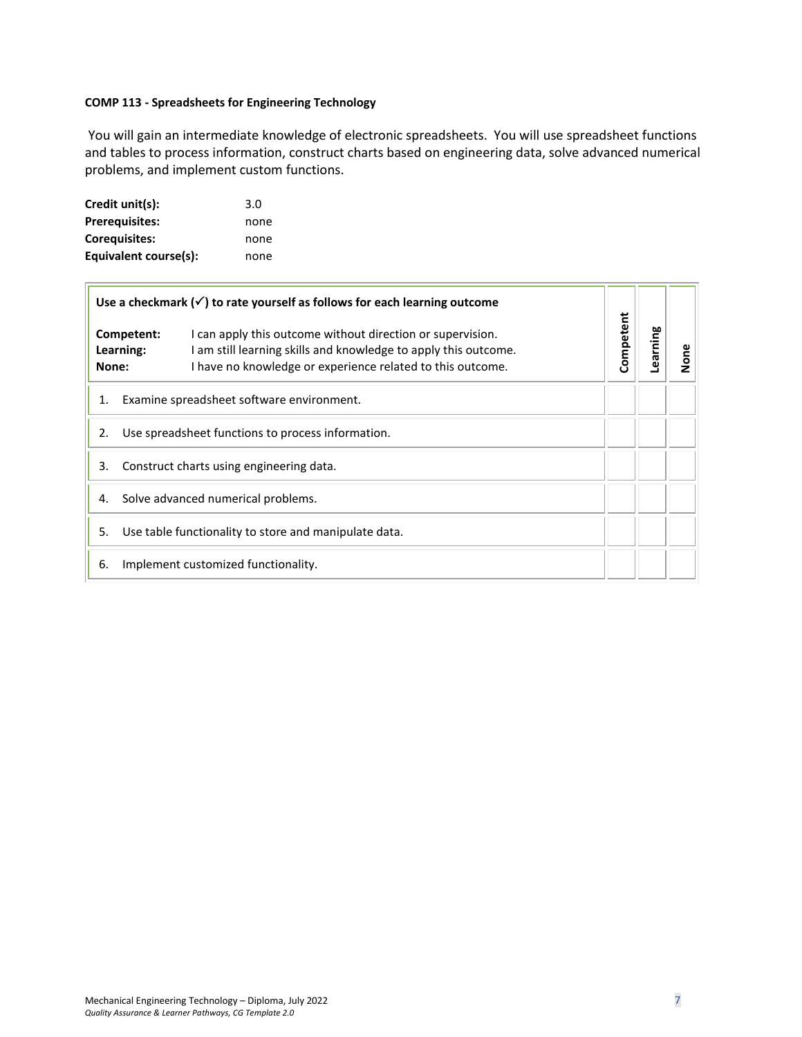**COMP 113 - Spreadsheets for Engineering Technology**

You will gain an intermediate knowledge of electronic spreadsheets. You will use spreadsheet functions and tables to process information, construct charts based on engineering data, solve advanced numerical problems, and implement custom functions.

| | |
|---|---|
| **Credit unit(s):** | 3.0 |
| **Prerequisites:** | none |
| **Corequisites:** | none |
| **Equivalent course(s):** | none |

| **Use a checkmark (✓) to rate yourself as follows for each learning outcome**<br><br>**Competent:** I can apply this outcome without direction or supervision.<br>**Learning:** I am still learning skills and knowledge to apply this outcome.<br>**None:** I have no knowledge or experience related to this outcome. | **Competent** | **Learning** | **None** |
|---|---|---|---|
| 1. Examine spreadsheet software environment. | | | |
| 2. Use spreadsheet functions to process information. | | | |
| 3. Construct charts using engineering data. | | | |
| 4. Solve advanced numerical problems. | | | |
| 5. Use table functionality to store and manipulate data. | | | |
| 6. Implement customized functionality. | | | |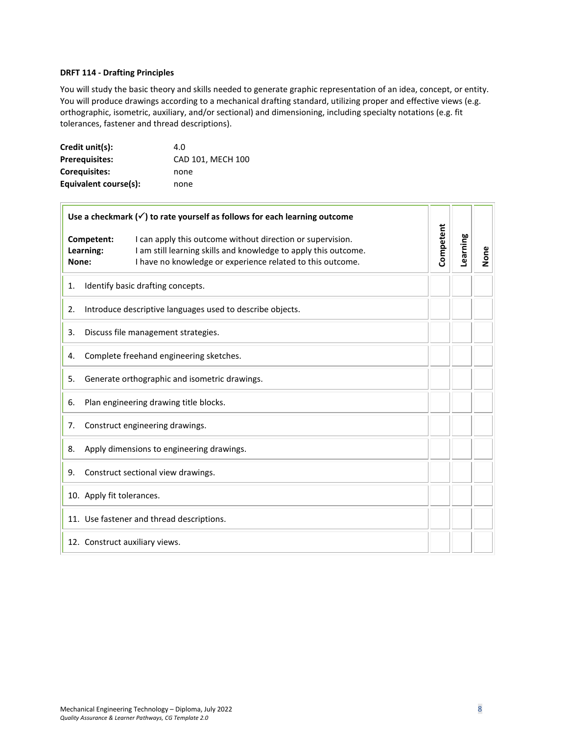**DRFT 114 - Drafting Principles**

You will study the basic theory and skills needed to generate graphic representation of an idea, concept, or entity. You will produce drawings according to a mechanical drafting standard, utilizing proper and effective views (e.g. orthographic, isometric, auxiliary, and/or sectional) and dimensioning, including specialty notations (e.g. fit tolerances, fastener and thread descriptions).

| | |
|---|---|
| **Credit unit(s):** | 4.0 |
| **Prerequisites:** | CAD 101, MECH 100 |
| **Corequisites:** | none |
| **Equivalent course(s):** | none |

| **Use a checkmark (✓) to rate yourself as follows for each learning outcome**<br><br>**Competent:** I can apply this outcome without direction or supervision.<br>**Learning:** I am still learning skills and knowledge to apply this outcome.<br>**None:** I have no knowledge or experience related to this outcome. | Competent | Learning | None |
|---|---|---|---|
| 1. Identify basic drafting concepts. | | | |
| 2. Introduce descriptive languages used to describe objects. | | | |
| 3. Discuss file management strategies. | | | |
| 4. Complete freehand engineering sketches. | | | |
| 5. Generate orthographic and isometric drawings. | | | |
| 6. Plan engineering drawing title blocks. | | | |
| 7. Construct engineering drawings. | | | |
| 8. Apply dimensions to engineering drawings. | | | |
| 9. Construct sectional view drawings. | | | |
| 10. Apply fit tolerances. | | | |
| 11. Use fastener and thread descriptions. | | | |
| 12. Construct auxiliary views. | | | |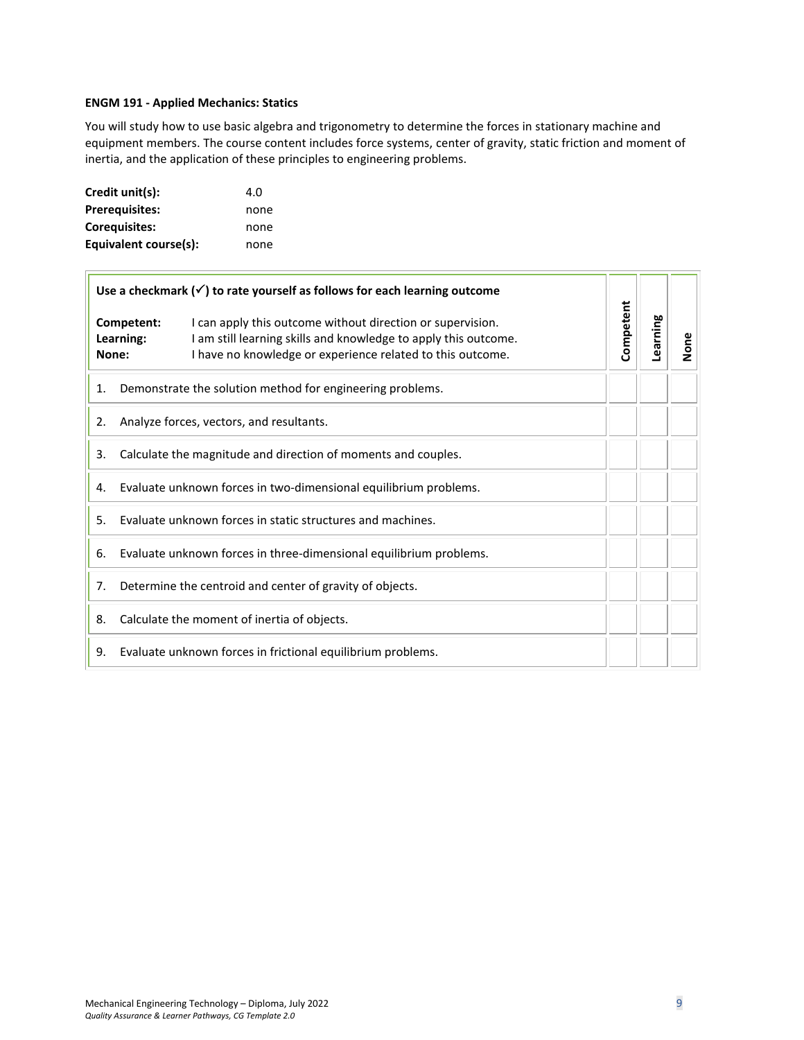**ENGM 191 - Applied Mechanics: Statics**

You will study how to use basic algebra and trigonometry to determine the forces in stationary machine and equipment members. The course content includes force systems, center of gravity, static friction and moment of inertia, and the application of these principles to engineering problems.

**Credit unit(s):** 4.0
**Prerequisites:** none
**Corequisites:** none
**Equivalent course(s):** none

| **Use a checkmark (✓) to rate yourself as follows for each learning outcome**<br><br>**Competent:** I can apply this outcome without direction or supervision.<br>**Learning:** I am still learning skills and knowledge to apply this outcome.<br>**None:** I have no knowledge or experience related to this outcome. | **Competent** | **Learning** | **None** |
|---|---|---|---|
| 1. Demonstrate the solution method for engineering problems. | | | |
| 2. Analyze forces, vectors, and resultants. | | | |
| 3. Calculate the magnitude and direction of moments and couples. | | | |
| 4. Evaluate unknown forces in two-dimensional equilibrium problems. | | | |
| 5. Evaluate unknown forces in static structures and machines. | | | |
| 6. Evaluate unknown forces in three-dimensional equilibrium problems. | | | |
| 7. Determine the centroid and center of gravity of objects. | | | |
| 8. Calculate the moment of inertia of objects. | | | |
| 9. Evaluate unknown forces in frictional equilibrium problems. | | | |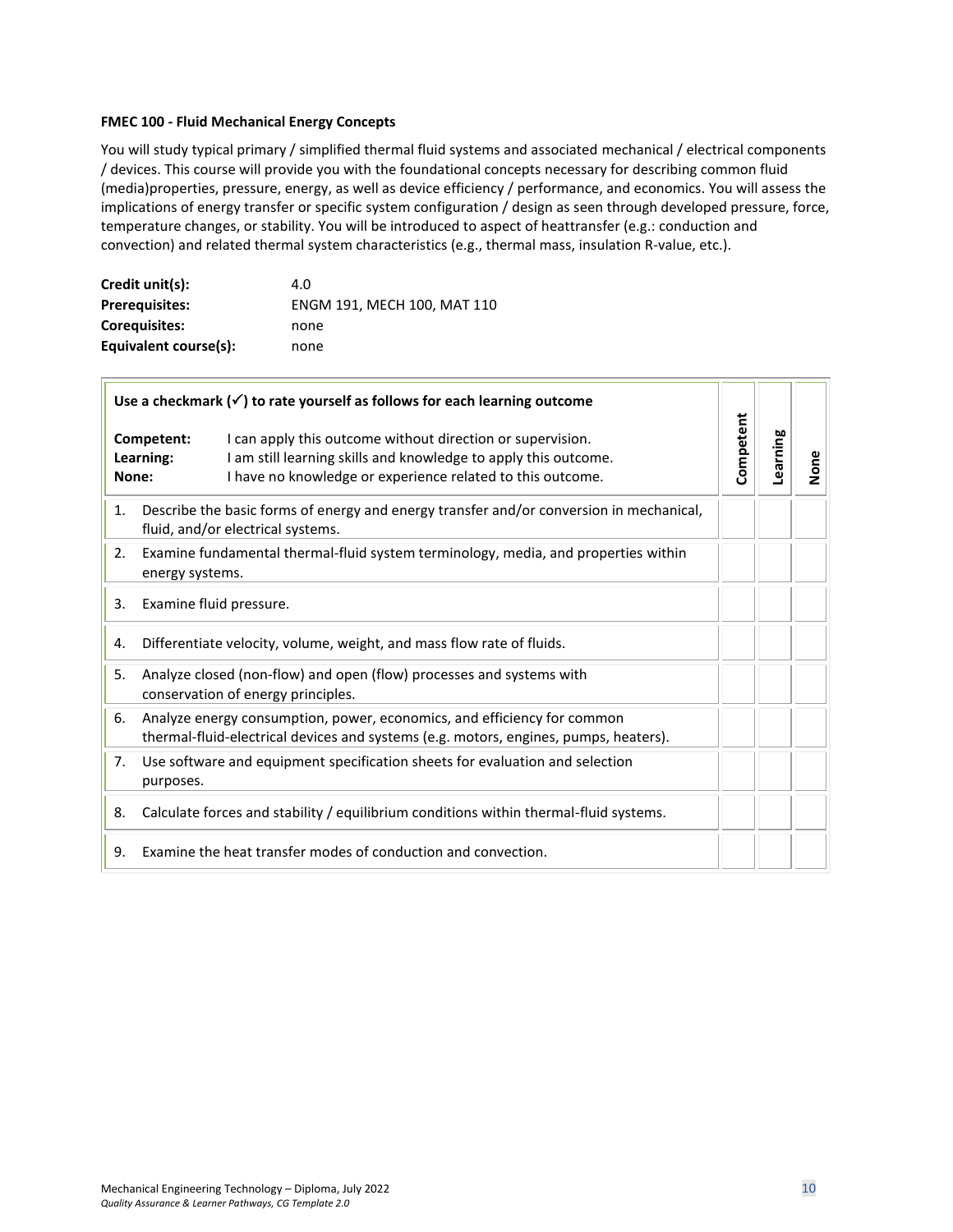**FMEC 100 - Fluid Mechanical Energy Concepts**

You will study typical primary / simplified thermal fluid systems and associated mechanical / electrical components / devices. This course will provide you with the foundational concepts necessary for describing common fluid (media)properties, pressure, energy, as well as device efficiency / performance, and economics. You will assess the implications of energy transfer or specific system configuration / design as seen through developed pressure, force, temperature changes, or stability. You will be introduced to aspect of heattransfer (e.g.: conduction and convection) and related thermal system characteristics (e.g., thermal mass, insulation R-value, etc.).

| | |
|---|---|
| **Credit unit(s):** | 4.0 |
| **Prerequisites:** | ENGM 191, MECH 100, MAT 110 |
| **Corequisites:** | none |
| **Equivalent course(s):** | none |

| Use a checkmark (✓) to rate yourself as follows for each learning outcome<br><br>**Competent:** I can apply this outcome without direction or supervision.<br>**Learning:** I am still learning skills and knowledge to apply this outcome.<br>**None:** I have no knowledge or experience related to this outcome. | Competent | Learning | None |
|---|---|---|---|
| 1. Describe the basic forms of energy and energy transfer and/or conversion in mechanical, fluid, and/or electrical systems. | | | |
| 2. Examine fundamental thermal-fluid system terminology, media, and properties within energy systems. | | | |
| 3. Examine fluid pressure. | | | |
| 4. Differentiate velocity, volume, weight, and mass flow rate of fluids. | | | |
| 5. Analyze closed (non-flow) and open (flow) processes and systems with conservation of energy principles. | | | |
| 6. Analyze energy consumption, power, economics, and efficiency for common thermal-fluid-electrical devices and systems (e.g. motors, engines, pumps, heaters). | | | |
| 7. Use software and equipment specification sheets for evaluation and selection purposes. | | | |
| 8. Calculate forces and stability / equilibrium conditions within thermal-fluid systems. | | | |
| 9. Examine the heat transfer modes of conduction and convection. | | | |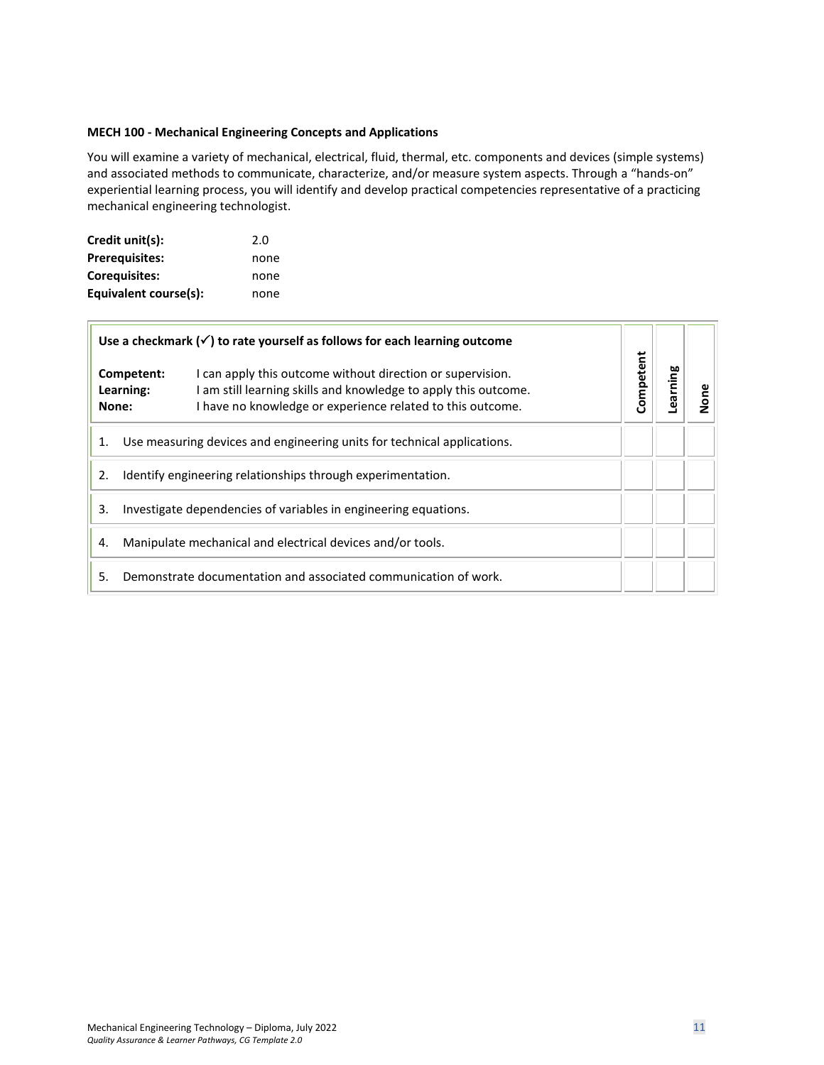**MECH 100 - Mechanical Engineering Concepts and Applications**

You will examine a variety of mechanical, electrical, fluid, thermal, etc. components and devices (simple systems) and associated methods to communicate, characterize, and/or measure system aspects. Through a "hands-on" experiential learning process, you will identify and develop practical competencies representative of a practicing mechanical engineering technologist.

**Credit unit(s):** 2.0
**Prerequisites:** none
**Corequisites:** none
**Equivalent course(s):** none

| **Use a checkmark (✓) to rate yourself as follows for each learning outcome**<br><br>**Competent:** I can apply this outcome without direction or supervision.<br>**Learning:** I am still learning skills and knowledge to apply this outcome.<br>**None:** I have no knowledge or experience related to this outcome. | **Competent** | **Learning** | **None** |
|---|---|---|---|
| 1. Use measuring devices and engineering units for technical applications. | | | |
| 2. Identify engineering relationships through experimentation. | | | |
| 3. Investigate dependencies of variables in engineering equations. | | | |
| 4. Manipulate mechanical and electrical devices and/or tools. | | | |
| 5. Demonstrate documentation and associated communication of work. | | | |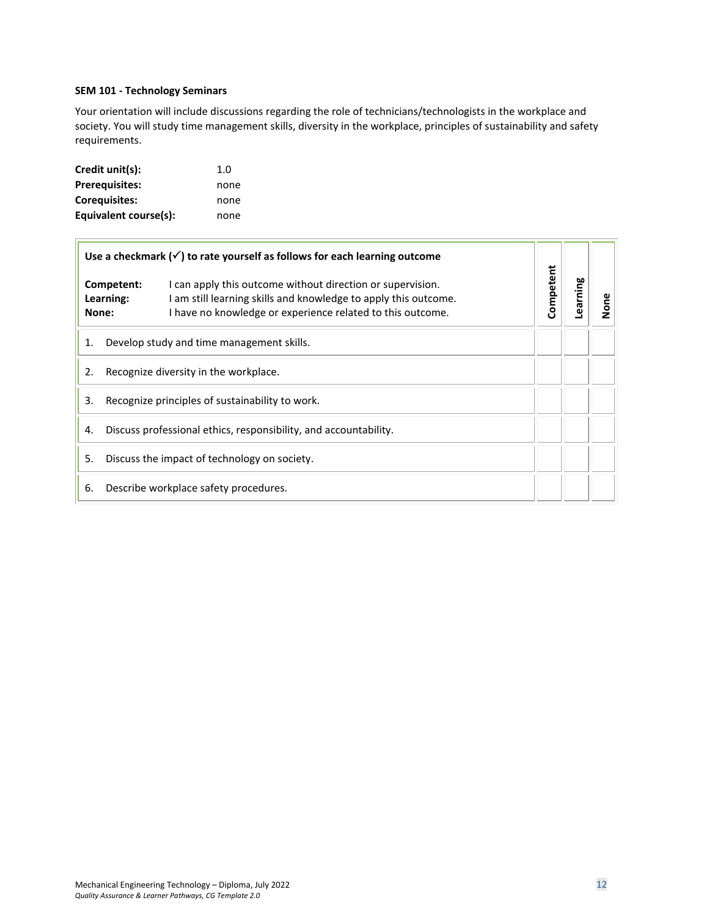**SEM 101 - Technology Seminars**

Your orientation will include discussions regarding the role of technicians/technologists in the workplace and society. You will study time management skills, diversity in the workplace, principles of sustainability and safety requirements.

**Credit unit(s):** 1.0
**Prerequisites:** none
**Corequisites:** none
**Equivalent course(s):** none

| **Use a checkmark (✓) to rate yourself as follows for each learning outcome**<br><br>**Competent:** I can apply this outcome without direction or supervision.<br>**Learning:** I am still learning skills and knowledge to apply this outcome.<br>**None:** I have no knowledge or experience related to this outcome. | **Competent** | **Learning** | **None** |
|---|---|---|---|
| 1. Develop study and time management skills. | | | |
| 2. Recognize diversity in the workplace. | | | |
| 3. Recognize principles of sustainability to work. | | | |
| 4. Discuss professional ethics, responsibility, and accountability. | | | |
| 5. Discuss the impact of technology on society. | | | |
| 6. Describe workplace safety procedures. | | | |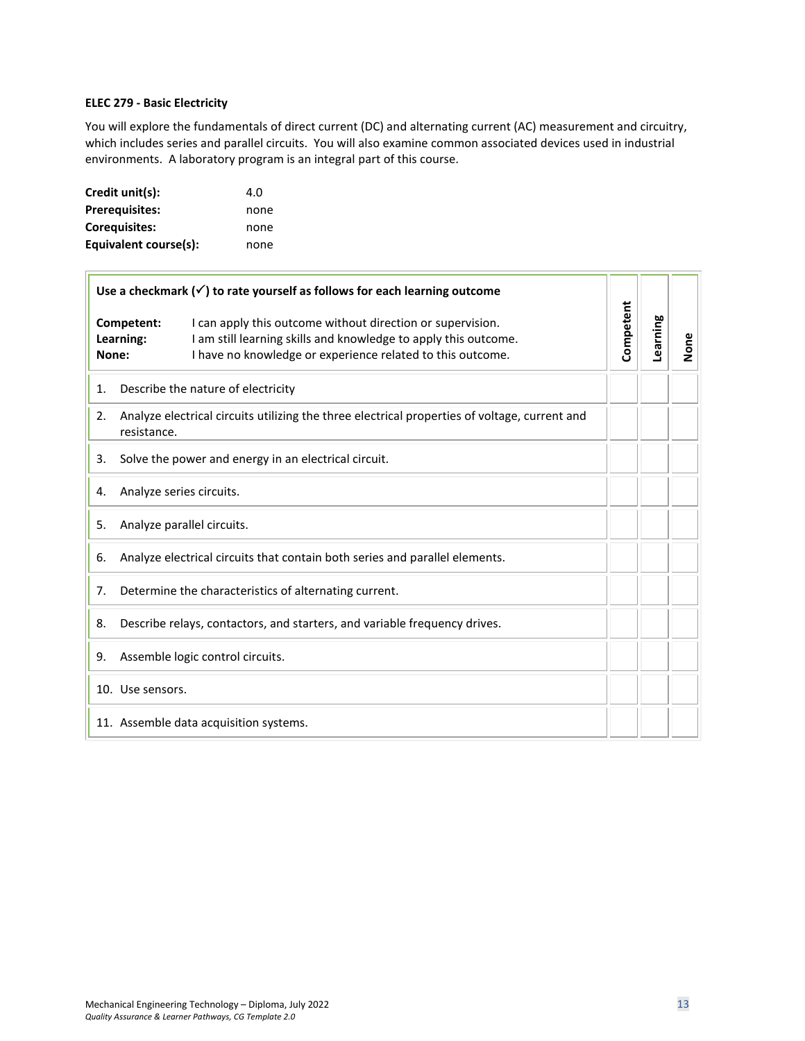### ELEC 279 - Basic Electricity

You will explore the fundamentals of direct current (DC) and alternating current (AC) measurement and circuitry, which includes series and parallel circuits. You will also examine common associated devices used in industrial environments. A laboratory program is an integral part of this course.

**Credit unit(s):** 4.0
**Prerequisites:** none
**Corequisites:** none
**Equivalent course(s):** none

| **Use a checkmark (✓) to rate yourself as follows for each learning outcome**<br><br>**Competent:** I can apply this outcome without direction or supervision.<br>**Learning:** I am still learning skills and knowledge to apply this outcome.<br>**None:** I have no knowledge or experience related to this outcome. | **Competent** | **Learning** | **None** |
|---|---|---|---|
| 1. Describe the nature of electricity | | | |
| 2. Analyze electrical circuits utilizing the three electrical properties of voltage, current and resistance. | | | |
| 3. Solve the power and energy in an electrical circuit. | | | |
| 4. Analyze series circuits. | | | |
| 5. Analyze parallel circuits. | | | |
| 6. Analyze electrical circuits that contain both series and parallel elements. | | | |
| 7. Determine the characteristics of alternating current. | | | |
| 8. Describe relays, contactors, and starters, and variable frequency drives. | | | |
| 9. Assemble logic control circuits. | | | |
| 10. Use sensors. | | | |
| 11. Assemble data acquisition systems. | | | |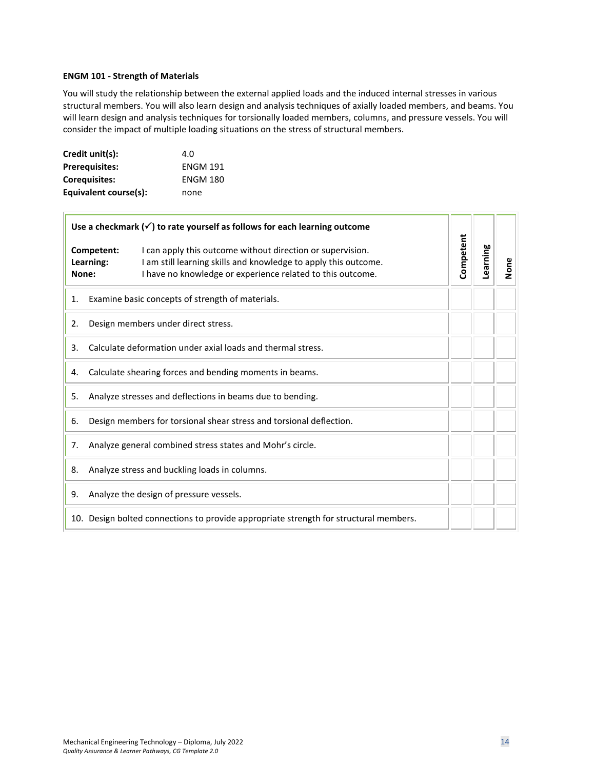**ENGM 101 - Strength of Materials**

You will study the relationship between the external applied loads and the induced internal stresses in various structural members. You will also learn design and analysis techniques of axially loaded members, and beams. You will learn design and analysis techniques for torsionally loaded members, columns, and pressure vessels. You will consider the impact of multiple loading situations on the stress of structural members.

| | |
|---|---|
| **Credit unit(s):** | 4.0 |
| **Prerequisites:** | ENGM 191 |
| **Corequisites:** | ENGM 180 |
| **Equivalent course(s):** | none |

| **Use a checkmark (✓) to rate yourself as follows for each learning outcome**<br><br>**Competent:** I can apply this outcome without direction or supervision.<br>**Learning:** I am still learning skills and knowledge to apply this outcome.<br>**None:** I have no knowledge or experience related to this outcome. | Competent | Learning | None |
|---|---|---|---|
| 1. Examine basic concepts of strength of materials. | | | |
| 2. Design members under direct stress. | | | |
| 3. Calculate deformation under axial loads and thermal stress. | | | |
| 4. Calculate shearing forces and bending moments in beams. | | | |
| 5. Analyze stresses and deflections in beams due to bending. | | | |
| 6. Design members for torsional shear stress and torsional deflection. | | | |
| 7. Analyze general combined stress states and Mohr's circle. | | | |
| 8. Analyze stress and buckling loads in columns. | | | |
| 9. Analyze the design of pressure vessels. | | | |
| 10. Design bolted connections to provide appropriate strength for structural members. | | | |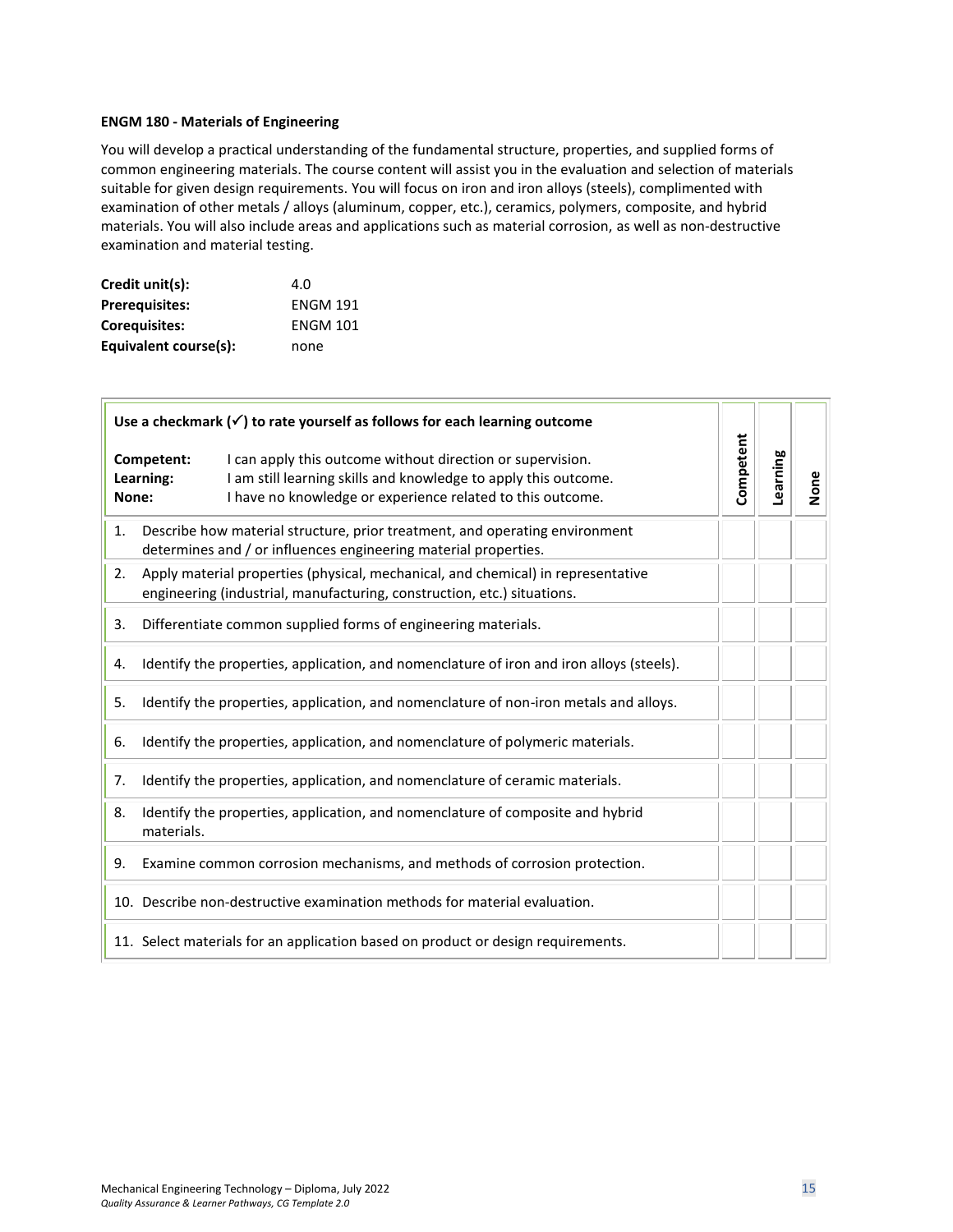**ENGM 180 - Materials of Engineering**

You will develop a practical understanding of the fundamental structure, properties, and supplied forms of common engineering materials. The course content will assist you in the evaluation and selection of materials suitable for given design requirements. You will focus on iron and iron alloys (steels), complimented with examination of other metals / alloys (aluminum, copper, etc.), ceramics, polymers, composite, and hybrid materials. You will also include areas and applications such as material corrosion, as well as non-destructive examination and material testing.

| | |
|---|---|
| **Credit unit(s):** | 4.0 |
| **Prerequisites:** | ENGM 191 |
| **Corequisites:** | ENGM 101 |
| **Equivalent course(s):** | none |

| **Use a checkmark (✓) to rate yourself as follows for each learning outcome**<br><br>**Competent:** I can apply this outcome without direction or supervision.<br>**Learning:** I am still learning skills and knowledge to apply this outcome.<br>**None:** I have no knowledge or experience related to this outcome. | **Competent** | **Learning** | **None** |
|---|---|---|---|
| 1. Describe how material structure, prior treatment, and operating environment determines and / or influences engineering material properties. | | | |
| 2. Apply material properties (physical, mechanical, and chemical) in representative engineering (industrial, manufacturing, construction, etc.) situations. | | | |
| 3. Differentiate common supplied forms of engineering materials. | | | |
| 4. Identify the properties, application, and nomenclature of iron and iron alloys (steels). | | | |
| 5. Identify the properties, application, and nomenclature of non-iron metals and alloys. | | | |
| 6. Identify the properties, application, and nomenclature of polymeric materials. | | | |
| 7. Identify the properties, application, and nomenclature of ceramic materials. | | | |
| 8. Identify the properties, application, and nomenclature of composite and hybrid materials. | | | |
| 9. Examine common corrosion mechanisms, and methods of corrosion protection. | | | |
| 10. Describe non-destructive examination methods for material evaluation. | | | |
| 11. Select materials for an application based on product or design requirements. | | | |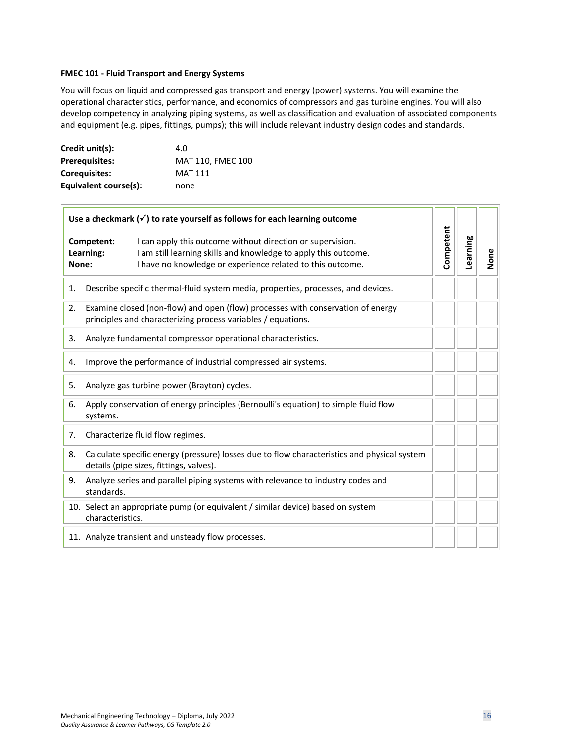**FMEC 101 - Fluid Transport and Energy Systems**

You will focus on liquid and compressed gas transport and energy (power) systems. You will examine the operational characteristics, performance, and economics of compressors and gas turbine engines. You will also develop competency in analyzing piping systems, as well as classification and evaluation of associated components and equipment (e.g. pipes, fittings, pumps); this will include relevant industry design codes and standards.

| | |
|---|---|
| **Credit unit(s):** | 4.0 |
| **Prerequisites:** | MAT 110, FMEC 100 |
| **Corequisites:** | MAT 111 |
| **Equivalent course(s):** | none |

| **Use a checkmark (✓) to rate yourself as follows for each learning outcome**<br><br>**Competent:** I can apply this outcome without direction or supervision.<br>**Learning:** I am still learning skills and knowledge to apply this outcome.<br>**None:** I have no knowledge or experience related to this outcome. | Competent | Learning | None |
|---|---|---|---|
| 1. Describe specific thermal-fluid system media, properties, processes, and devices. | | | |
| 2. Examine closed (non-flow) and open (flow) processes with conservation of energy principles and characterizing process variables / equations. | | | |
| 3. Analyze fundamental compressor operational characteristics. | | | |
| 4. Improve the performance of industrial compressed air systems. | | | |
| 5. Analyze gas turbine power (Brayton) cycles. | | | |
| 6. Apply conservation of energy principles (Bernoulli's equation) to simple fluid flow systems. | | | |
| 7. Characterize fluid flow regimes. | | | |
| 8. Calculate specific energy (pressure) losses due to flow characteristics and physical system details (pipe sizes, fittings, valves). | | | |
| 9. Analyze series and parallel piping systems with relevance to industry codes and standards. | | | |
| 10. Select an appropriate pump (or equivalent / similar device) based on system characteristics. | | | |
| 11. Analyze transient and unsteady flow processes. | | | |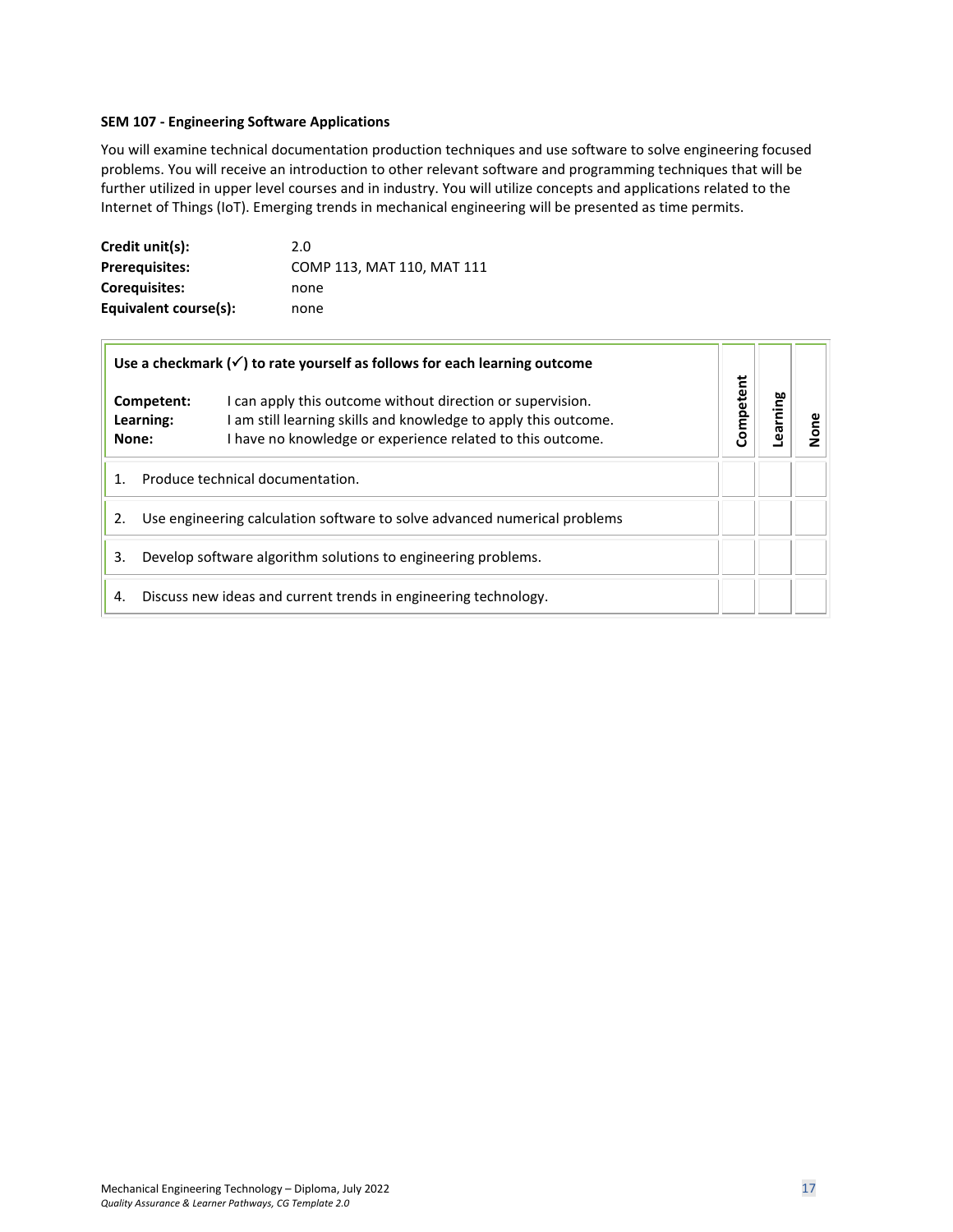**SEM 107 - Engineering Software Applications**

You will examine technical documentation production techniques and use software to solve engineering focused problems. You will receive an introduction to other relevant software and programming techniques that will be further utilized in upper level courses and in industry. You will utilize concepts and applications related to the Internet of Things (IoT). Emerging trends in mechanical engineering will be presented as time permits.

| | |
|---|---|
| **Credit unit(s):** | 2.0 |
| **Prerequisites:** | COMP 113, MAT 110, MAT 111 |
| **Corequisites:** | none |
| **Equivalent course(s):** | none |

| **Use a checkmark (✓) to rate yourself as follows for each learning outcome**<br>**Competent:** I can apply this outcome without direction or supervision.<br>**Learning:** I am still learning skills and knowledge to apply this outcome.<br>**None:** I have no knowledge or experience related to this outcome. | **Competent** | **Learning** | **None** |
|---|---|---|---|
| 1. Produce technical documentation. | | | |
| 2. Use engineering calculation software to solve advanced numerical problems | | | |
| 3. Develop software algorithm solutions to engineering problems. | | | |
| 4. Discuss new ideas and current trends in engineering technology. | | | |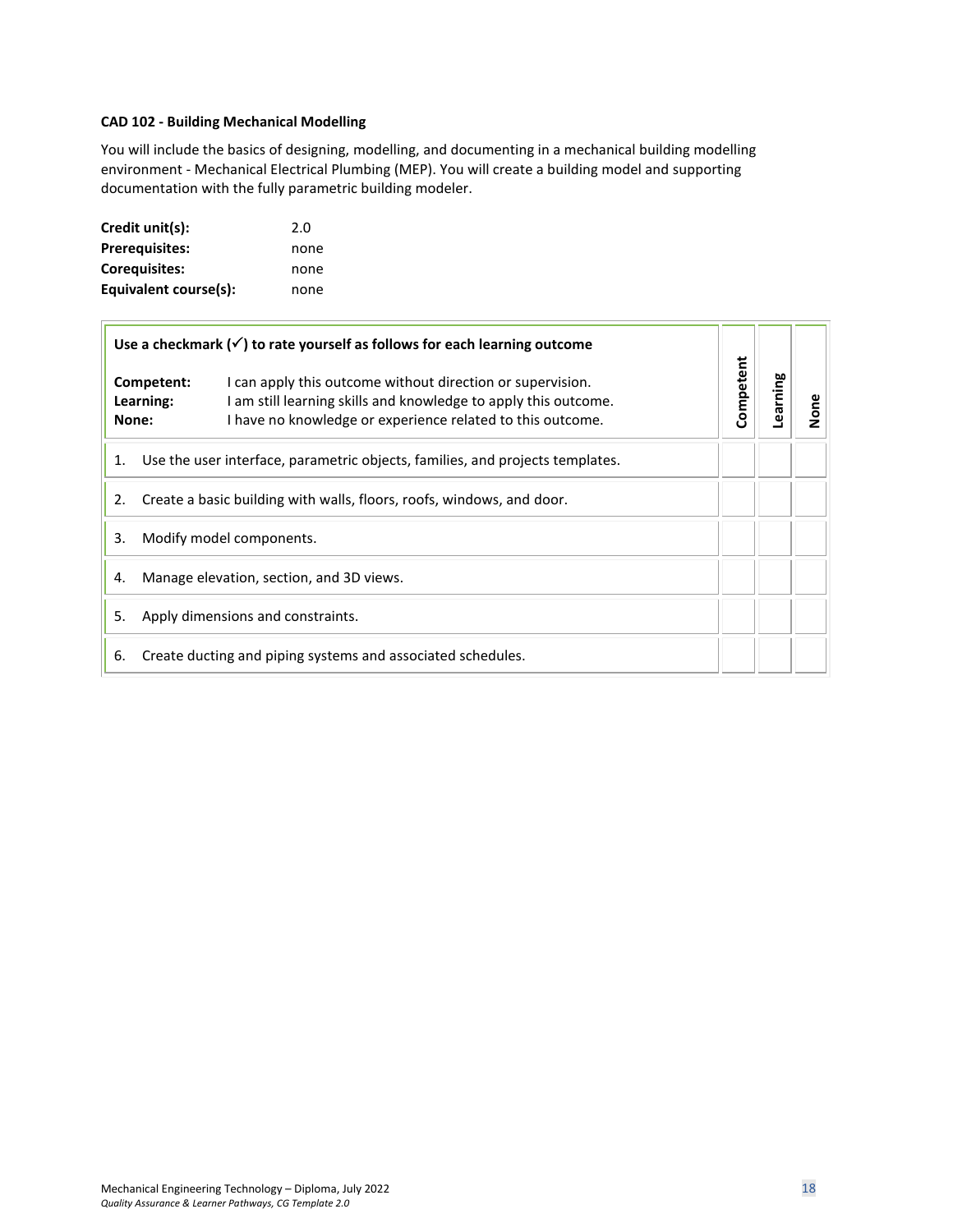**CAD 102 - Building Mechanical Modelling**

You will include the basics of designing, modelling, and documenting in a mechanical building modelling environment - Mechanical Electrical Plumbing (MEP). You will create a building model and supporting documentation with the fully parametric building modeler.

| | |
|---|---|
| **Credit unit(s):** | 2.0 |
| **Prerequisites:** | none |
| **Corequisites:** | none |
| **Equivalent course(s):** | none |

| **Use a checkmark (✓) to rate yourself as follows for each learning outcome**<br><br>**Competent:** I can apply this outcome without direction or supervision.<br>**Learning:** I am still learning skills and knowledge to apply this outcome.<br>**None:** I have no knowledge or experience related to this outcome. | Competent | Learning | None |
|---|---|---|---|
| 1. Use the user interface, parametric objects, families, and projects templates. | | | |
| 2. Create a basic building with walls, floors, roofs, windows, and door. | | | |
| 3. Modify model components. | | | |
| 4. Manage elevation, section, and 3D views. | | | |
| 5. Apply dimensions and constraints. | | | |
| 6. Create ducting and piping systems and associated schedules. | | | |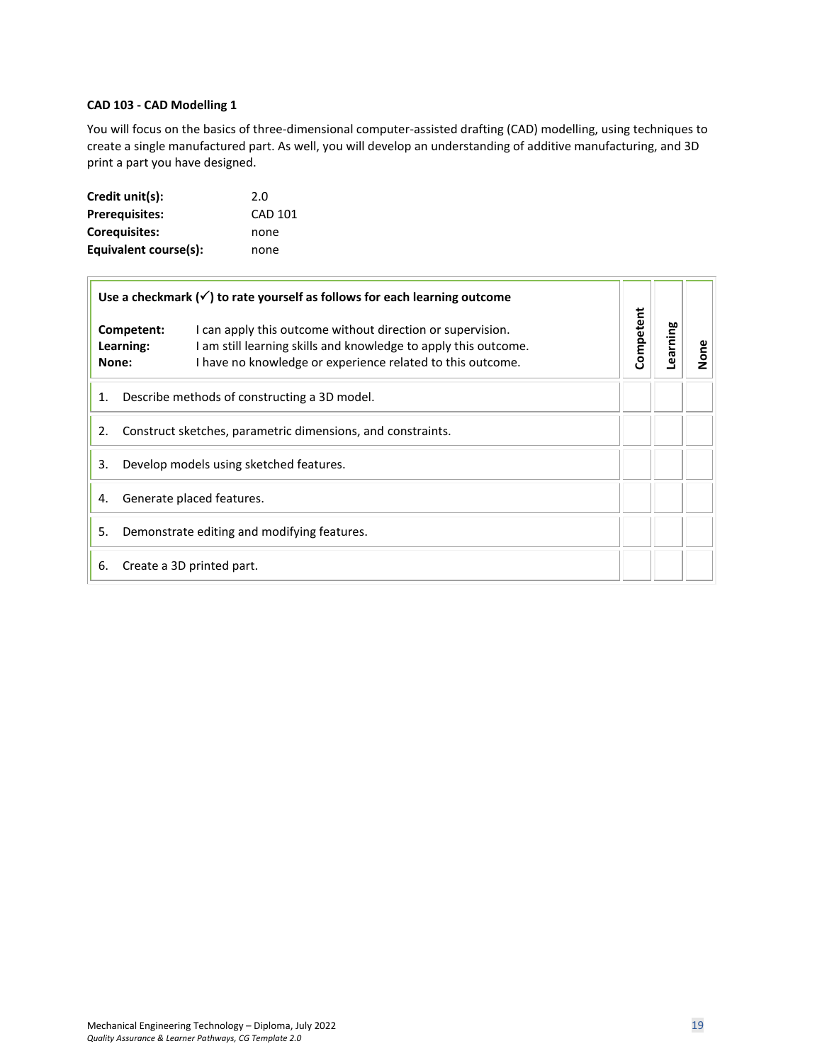### CAD 103 - CAD Modelling 1

You will focus on the basics of three-dimensional computer-assisted drafting (CAD) modelling, using techniques to create a single manufactured part. As well, you will develop an understanding of additive manufacturing, and 3D print a part you have designed.

| | |
|---|---|
| **Credit unit(s):** | 2.0 |
| **Prerequisites:** | CAD 101 |
| **Corequisites:** | none |
| **Equivalent course(s):** | none |

| **Use a checkmark (✓) to rate yourself as follows for each learning outcome**<br><br>**Competent:** I can apply this outcome without direction or supervision.<br>**Learning:** I am still learning skills and knowledge to apply this outcome.<br>**None:** I have no knowledge or experience related to this outcome. | **Competent** | **Learning** | **None** |
|---|---|---|---|
| 1. Describe methods of constructing a 3D model. | | | |
| 2. Construct sketches, parametric dimensions, and constraints. | | | |
| 3. Develop models using sketched features. | | | |
| 4. Generate placed features. | | | |
| 5. Demonstrate editing and modifying features. | | | |
| 6. Create a 3D printed part. | | | |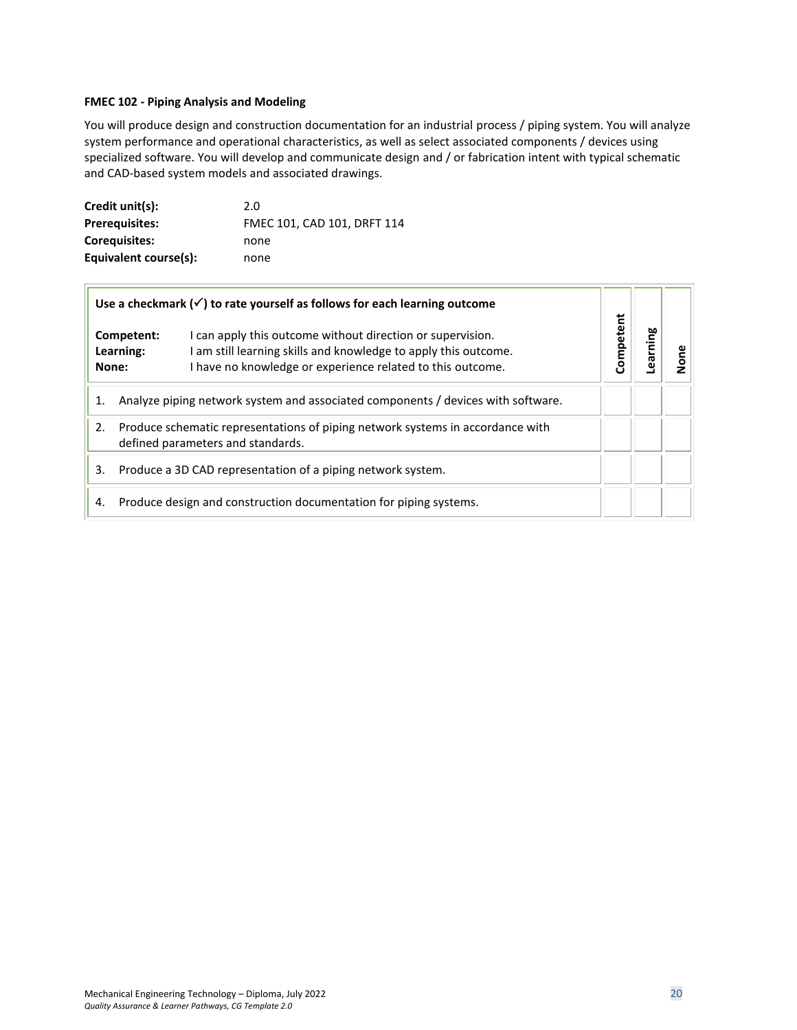**FMEC 102 - Piping Analysis and Modeling**

You will produce design and construction documentation for an industrial process / piping system. You will analyze system performance and operational characteristics, as well as select associated components / devices using specialized software. You will develop and communicate design and / or fabrication intent with typical schematic and CAD-based system models and associated drawings.

| | |
|---|---|
| **Credit unit(s):** | 2.0 |
| **Prerequisites:** | FMEC 101, CAD 101, DRFT 114 |
| **Corequisites:** | none |
| **Equivalent course(s):** | none |

| **Use a checkmark (✓) to rate yourself as follows for each learning outcome**<br><br>**Competent:** I can apply this outcome without direction or supervision.<br>**Learning:** I am still learning skills and knowledge to apply this outcome.<br>**None:** I have no knowledge or experience related to this outcome. | Competent | Learning | None |
|---|---|---|---|
| 1. Analyze piping network system and associated components / devices with software. | | | |
| 2. Produce schematic representations of piping network systems in accordance with defined parameters and standards. | | | |
| 3. Produce a 3D CAD representation of a piping network system. | | | |
| 4. Produce design and construction documentation for piping systems. | | | |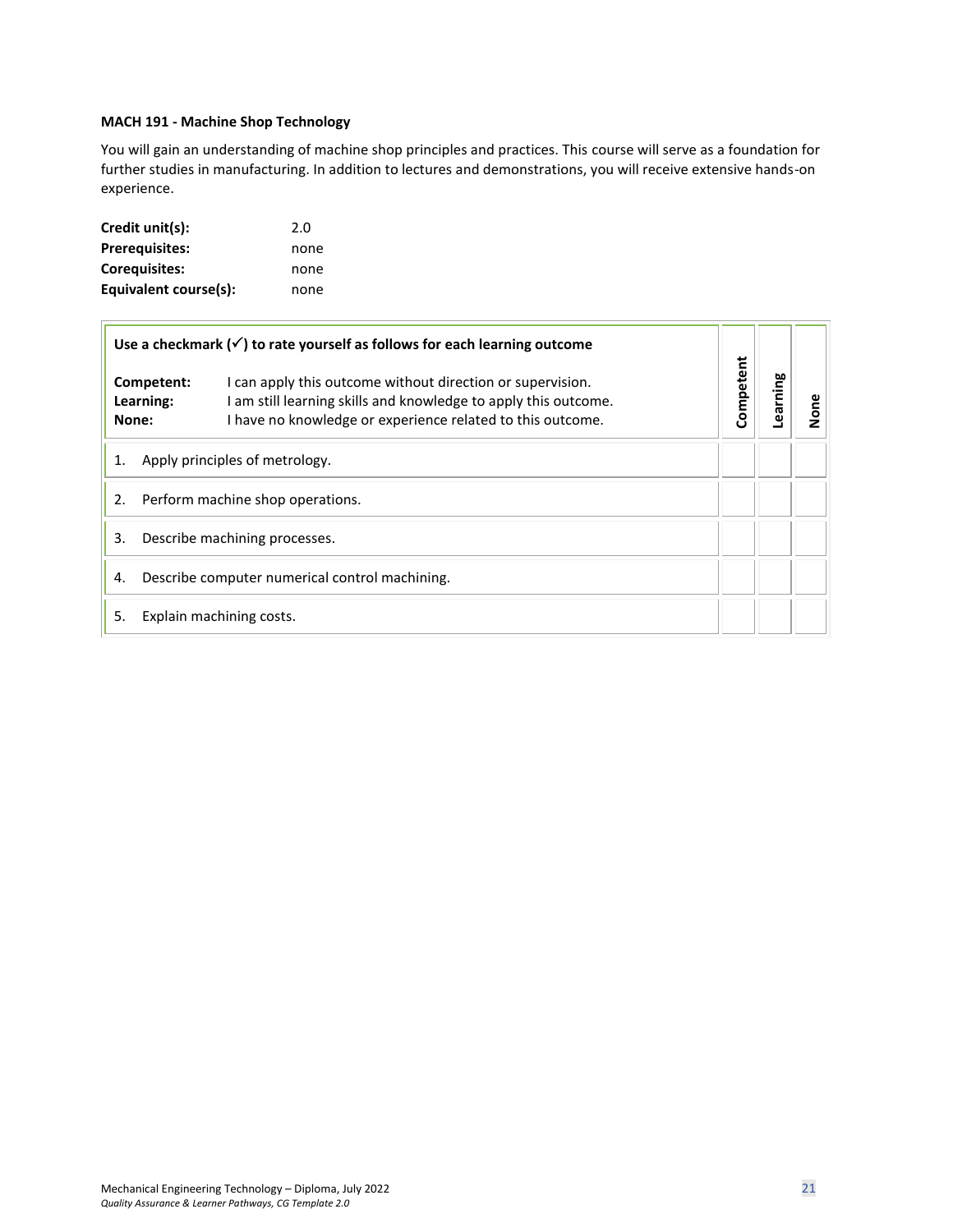**MACH 191 - Machine Shop Technology**

You will gain an understanding of machine shop principles and practices. This course will serve as a foundation for further studies in manufacturing. In addition to lectures and demonstrations, you will receive extensive hands-on experience.

**Credit unit(s):** 2.0
**Prerequisites:** none
**Corequisites:** none
**Equivalent course(s):** none

| **Use a checkmark (✓) to rate yourself as follows for each learning outcome**<br><br>**Competent:** I can apply this outcome without direction or supervision.<br>**Learning:** I am still learning skills and knowledge to apply this outcome.<br>**None:** I have no knowledge or experience related to this outcome. | **Competent** | **Learning** | **None** |
|---|---|---|---|
| 1. Apply principles of metrology. | | | |
| 2. Perform machine shop operations. | | | |
| 3. Describe machining processes. | | | |
| 4. Describe computer numerical control machining. | | | |
| 5. Explain machining costs. | | | |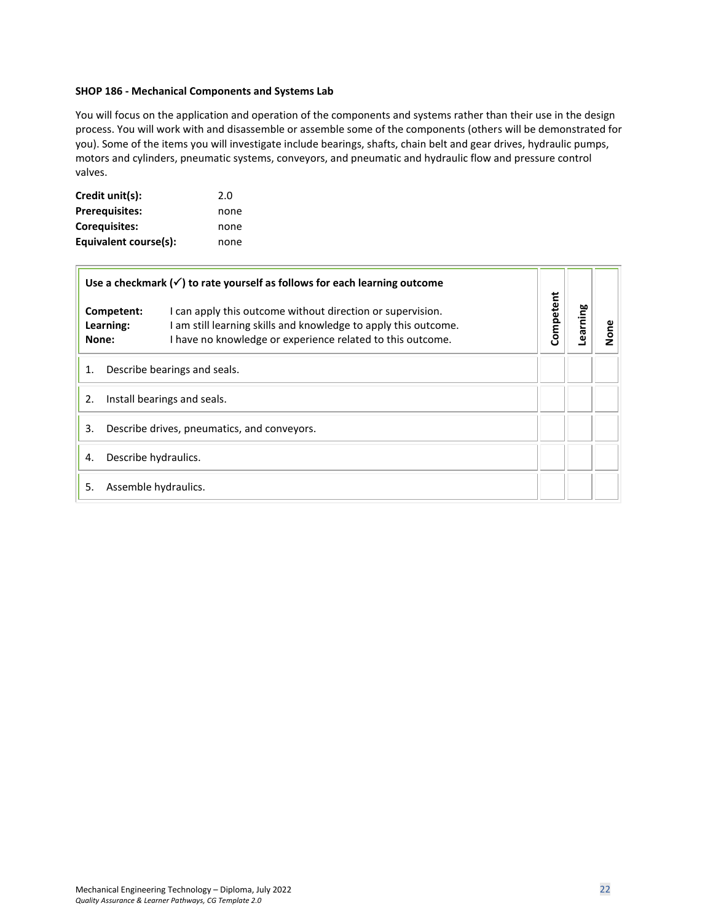### SHOP 186 - Mechanical Components and Systems Lab

You will focus on the application and operation of the components and systems rather than their use in the design process. You will work with and disassemble or assemble some of the components (others will be demonstrated for you). Some of the items you will investigate include bearings, shafts, chain belt and gear drives, hydraulic pumps, motors and cylinders, pneumatic systems, conveyors, and pneumatic and hydraulic flow and pressure control valves.

**Credit unit(s):** 2.0
**Prerequisites:** none
**Corequisites:** none
**Equivalent course(s):** none

| **Use a checkmark (✓) to rate yourself as follows for each learning outcome**<br><br>**Competent:** I can apply this outcome without direction or supervision.<br>**Learning:** I am still learning skills and knowledge to apply this outcome.<br>**None:** I have no knowledge or experience related to this outcome. | **Competent** | **Learning** | **None** |
|---|---|---|---|
| 1. Describe bearings and seals. | | | |
| 2. Install bearings and seals. | | | |
| 3. Describe drives, pneumatics, and conveyors. | | | |
| 4. Describe hydraulics. | | | |
| 5. Assemble hydraulics. | | | |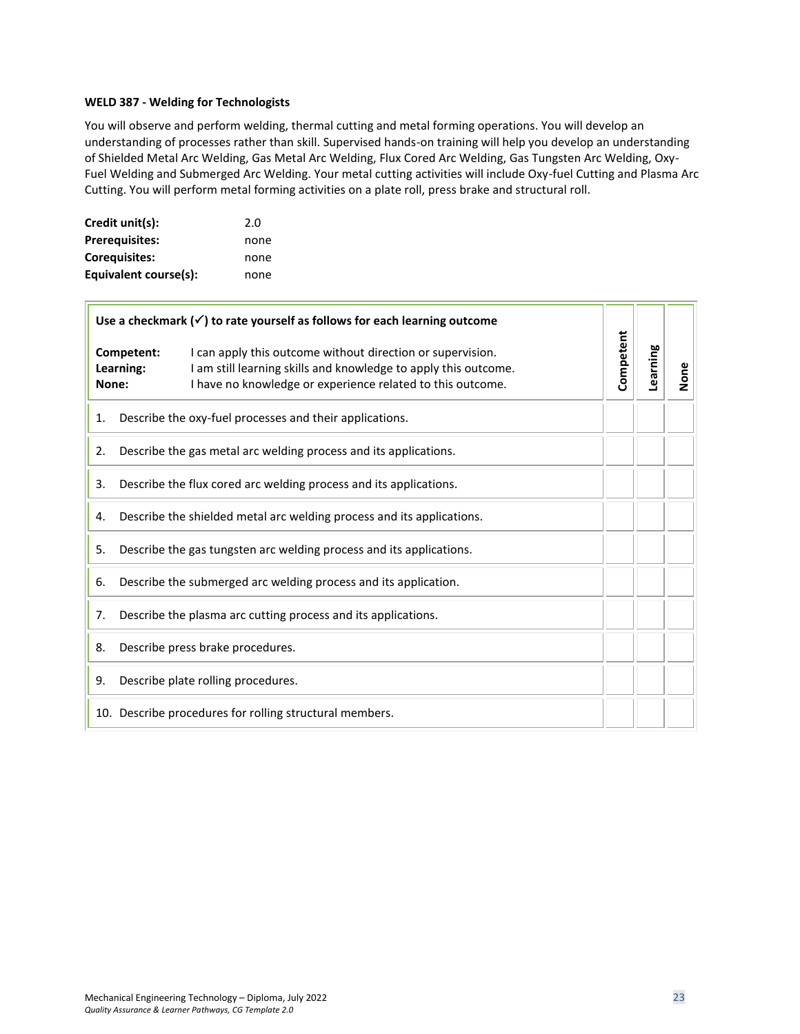### WELD 387 - Welding for Technologists

You will observe and perform welding, thermal cutting and metal forming operations. You will develop an understanding of processes rather than skill. Supervised hands-on training will help you develop an understanding of Shielded Metal Arc Welding, Gas Metal Arc Welding, Flux Cored Arc Welding, Gas Tungsten Arc Welding, Oxy-Fuel Welding and Submerged Arc Welding. Your metal cutting activities will include Oxy-fuel Cutting and Plasma Arc Cutting. You will perform metal forming activities on a plate roll, press brake and structural roll.

| | |
|---|---|
| **Credit unit(s):** | 2.0 |
| **Prerequisites:** | none |
| **Corequisites:** | none |
| **Equivalent course(s):** | none |

| **Use a checkmark (✓) to rate yourself as follows for each learning outcome**<br><br>**Competent:** I can apply this outcome without direction or supervision.<br>**Learning:** I am still learning skills and knowledge to apply this outcome.<br>**None:** I have no knowledge or experience related to this outcome. | Competent | Learning | None |
|---|---|---|---|
| 1. Describe the oxy-fuel processes and their applications. | | | |
| 2. Describe the gas metal arc welding process and its applications. | | | |
| 3. Describe the flux cored arc welding process and its applications. | | | |
| 4. Describe the shielded metal arc welding process and its applications. | | | |
| 5. Describe the gas tungsten arc welding process and its applications. | | | |
| 6. Describe the submerged arc welding process and its application. | | | |
| 7. Describe the plasma arc cutting process and its applications. | | | |
| 8. Describe press brake procedures. | | | |
| 9. Describe plate rolling procedures. | | | |
| 10. Describe procedures for rolling structural members. | | | |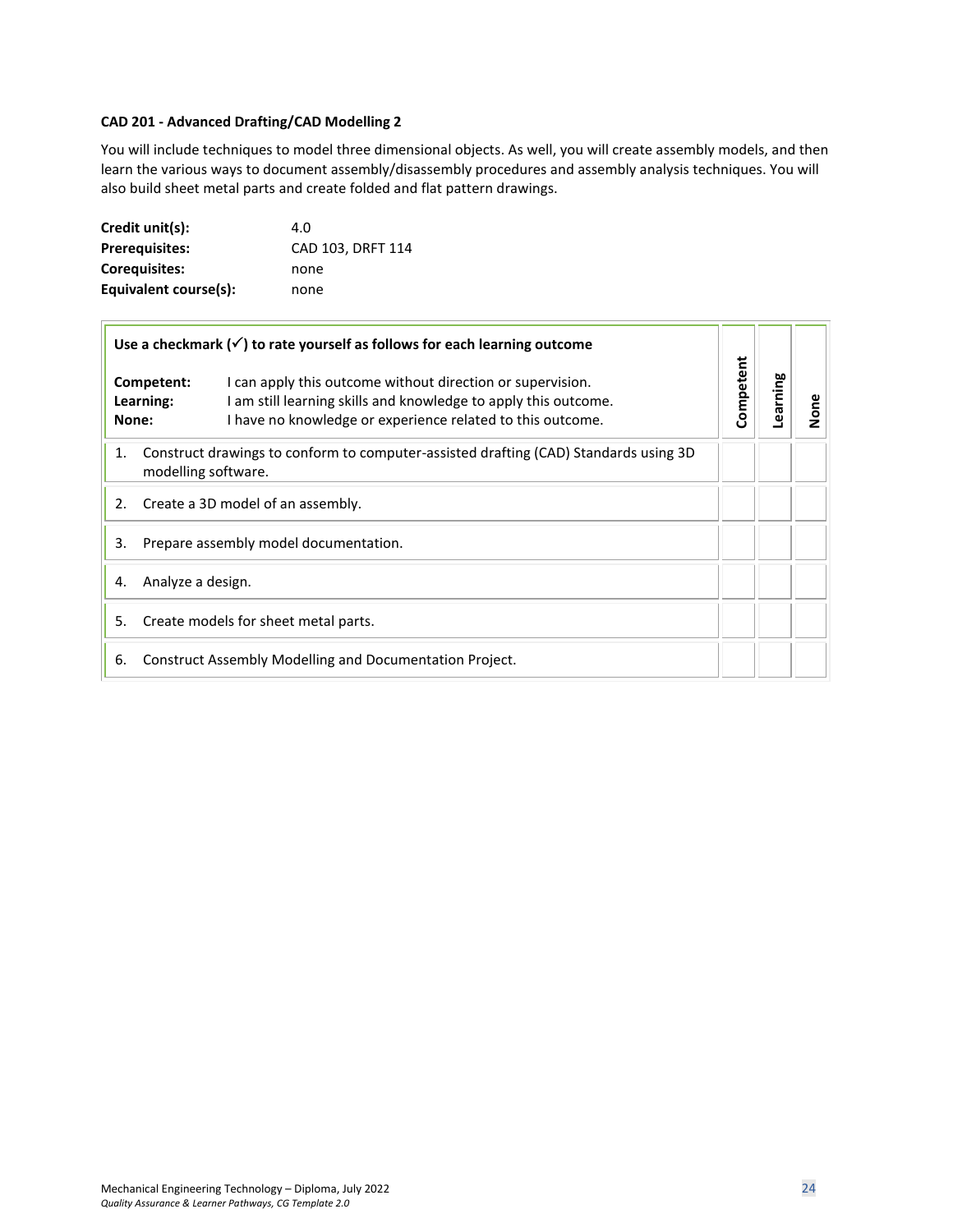**CAD 201 - Advanced Drafting/CAD Modelling 2**

You will include techniques to model three dimensional objects. As well, you will create assembly models, and then learn the various ways to document assembly/disassembly procedures and assembly analysis techniques. You will also build sheet metal parts and create folded and flat pattern drawings.

| | |
|---|---|
| **Credit unit(s):** | 4.0 |
| **Prerequisites:** | CAD 103, DRFT 114 |
| **Corequisites:** | none |
| **Equivalent course(s):** | none |

| **Use a checkmark (✓) to rate yourself as follows for each learning outcome**<br><br>**Competent:** I can apply this outcome without direction or supervision.<br>**Learning:** I am still learning skills and knowledge to apply this outcome.<br>**None:** I have no knowledge or experience related to this outcome. | Competent | Learning | None |
|---|---|---|---|
| 1. Construct drawings to conform to computer-assisted drafting (CAD) Standards using 3D modelling software. | | | |
| 2. Create a 3D model of an assembly. | | | |
| 3. Prepare assembly model documentation. | | | |
| 4. Analyze a design. | | | |
| 5. Create models for sheet metal parts. | | | |
| 6. Construct Assembly Modelling and Documentation Project. | | | |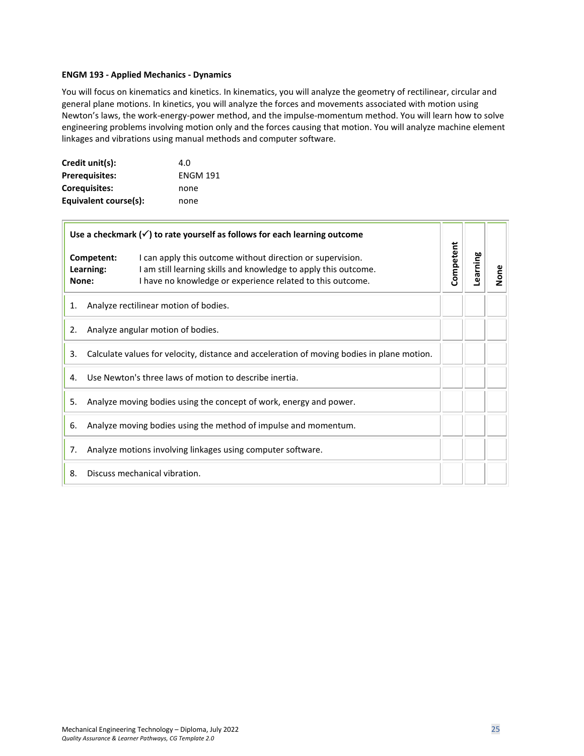**ENGM 193 - Applied Mechanics - Dynamics**

You will focus on kinematics and kinetics. In kinematics, you will analyze the geometry of rectilinear, circular and general plane motions. In kinetics, you will analyze the forces and movements associated with motion using Newton's laws, the work-energy-power method, and the impulse-momentum method. You will learn how to solve engineering problems involving motion only and the forces causing that motion. You will analyze machine element linkages and vibrations using manual methods and computer software.

| | |
|---|---|
| **Credit unit(s):** | 4.0 |
| **Prerequisites:** | ENGM 191 |
| **Corequisites:** | none |
| **Equivalent course(s):** | none |

| **Use a checkmark (✓) to rate yourself as follows for each learning outcome**<br><br>**Competent:** I can apply this outcome without direction or supervision.<br>**Learning:** I am still learning skills and knowledge to apply this outcome.<br>**None:** I have no knowledge or experience related to this outcome. | Competent | Learning | None |
|---|---|---|---|
| 1. Analyze rectilinear motion of bodies. | | | |
| 2. Analyze angular motion of bodies. | | | |
| 3. Calculate values for velocity, distance and acceleration of moving bodies in plane motion. | | | |
| 4. Use Newton's three laws of motion to describe inertia. | | | |
| 5. Analyze moving bodies using the concept of work, energy and power. | | | |
| 6. Analyze moving bodies using the method of impulse and momentum. | | | |
| 7. Analyze motions involving linkages using computer software. | | | |
| 8. Discuss mechanical vibration. | | | |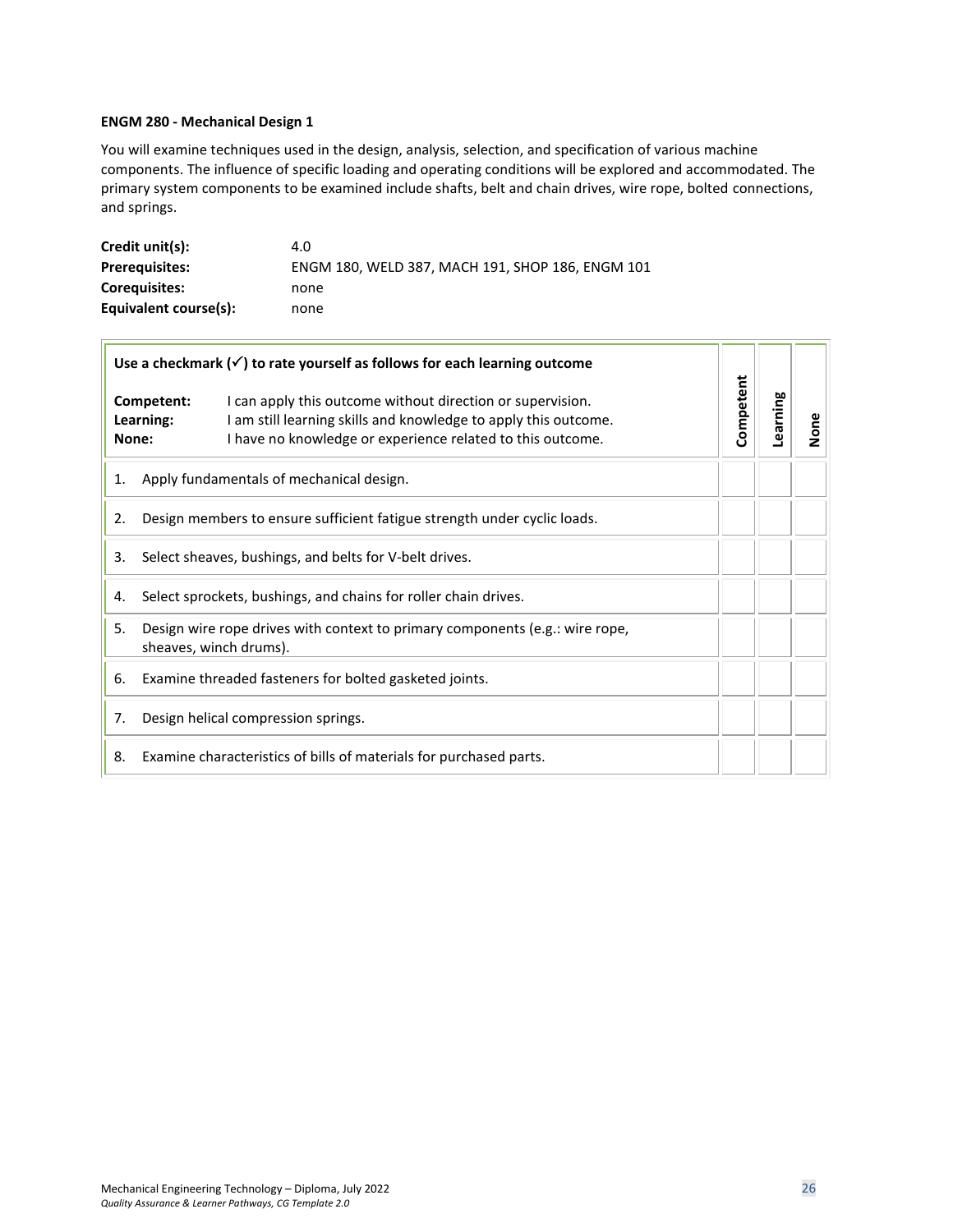**ENGM 280 - Mechanical Design 1**

You will examine techniques used in the design, analysis, selection, and specification of various machine components. The influence of specific loading and operating conditions will be explored and accommodated. The primary system components to be examined include shafts, belt and chain drives, wire rope, bolted connections, and springs.

| | |
|---|---|
| **Credit unit(s):** | 4.0 |
| **Prerequisites:** | ENGM 180, WELD 387, MACH 191, SHOP 186, ENGM 101 |
| **Corequisites:** | none |
| **Equivalent course(s):** | none |

| **Use a checkmark (✓) to rate yourself as follows for each learning outcome**<br><br>**Competent:** I can apply this outcome without direction or supervision.<br>**Learning:** I am still learning skills and knowledge to apply this outcome.<br>**None:** I have no knowledge or experience related to this outcome. | Competent | Learning | None |
|---|---|---|---|
| 1. Apply fundamentals of mechanical design. | | | |
| 2. Design members to ensure sufficient fatigue strength under cyclic loads. | | | |
| 3. Select sheaves, bushings, and belts for V-belt drives. | | | |
| 4. Select sprockets, bushings, and chains for roller chain drives. | | | |
| 5. Design wire rope drives with context to primary components (e.g.: wire rope, sheaves, winch drums). | | | |
| 6. Examine threaded fasteners for bolted gasketed joints. | | | |
| 7. Design helical compression springs. | | | |
| 8. Examine characteristics of bills of materials for purchased parts. | | | |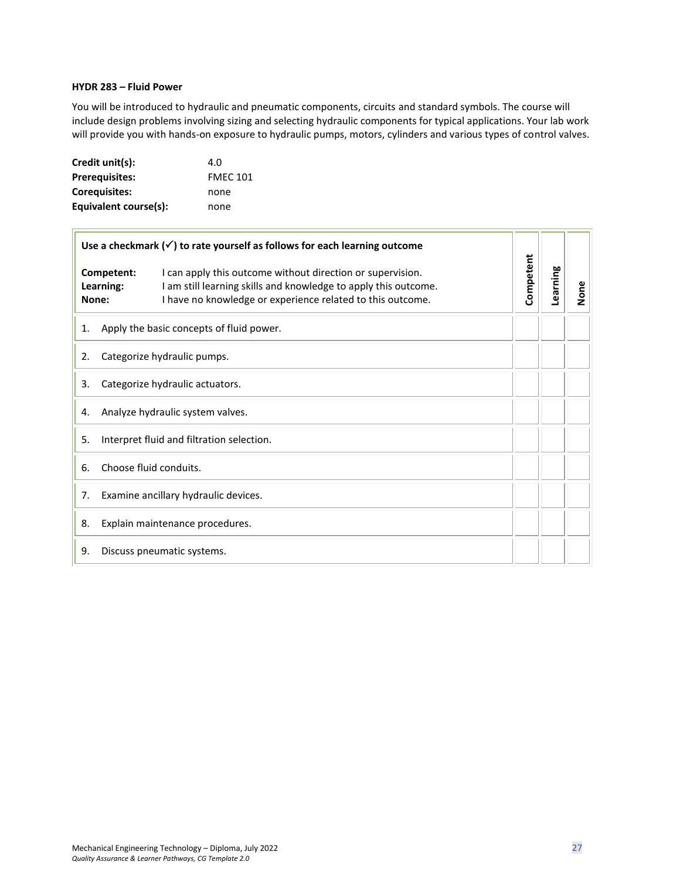**HYDR 283 – Fluid Power**

You will be introduced to hydraulic and pneumatic components, circuits and standard symbols. The course will include design problems involving sizing and selecting hydraulic components for typical applications. Your lab work will provide you with hands-on exposure to hydraulic pumps, motors, cylinders and various types of control valves.

| | |
|---|---|
| **Credit unit(s):** | 4.0 |
| **Prerequisites:** | FMEC 101 |
| **Corequisites:** | none |
| **Equivalent course(s):** | none |

| **Use a checkmark (✓) to rate yourself as follows for each learning outcome**<br><br>**Competent:** I can apply this outcome without direction or supervision.<br>**Learning:** I am still learning skills and knowledge to apply this outcome.<br>**None:** I have no knowledge or experience related to this outcome. | **Competent** | **Learning** | **None** |
|---|---|---|---|
| 1. Apply the basic concepts of fluid power. | | | |
| 2. Categorize hydraulic pumps. | | | |
| 3. Categorize hydraulic actuators. | | | |
| 4. Analyze hydraulic system valves. | | | |
| 5. Interpret fluid and filtration selection. | | | |
| 6. Choose fluid conduits. | | | |
| 7. Examine ancillary hydraulic devices. | | | |
| 8. Explain maintenance procedures. | | | |
| 9. Discuss pneumatic systems. | | | |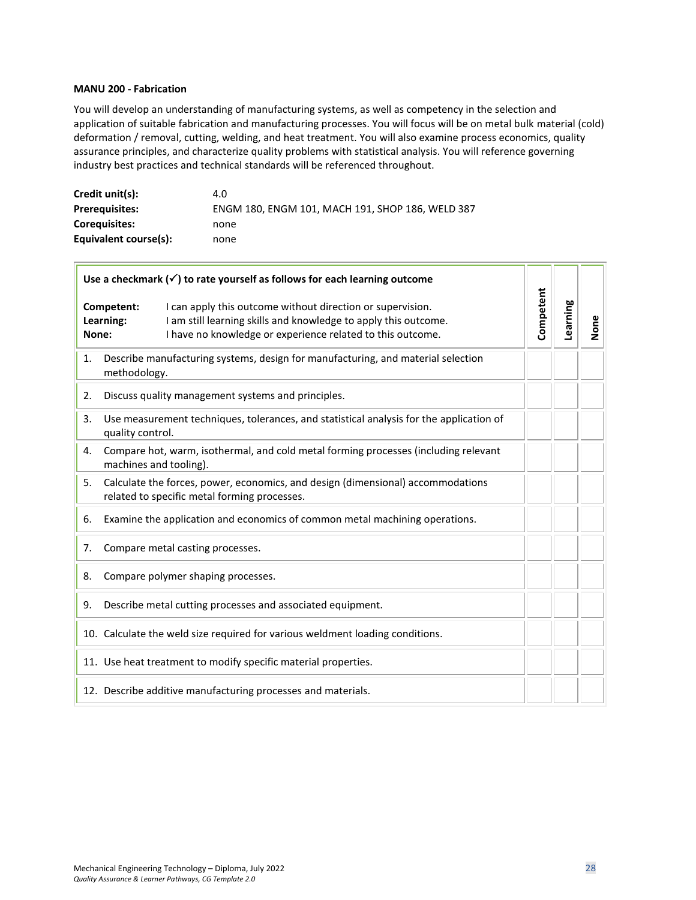**MANU 200 - Fabrication**

You will develop an understanding of manufacturing systems, as well as competency in the selection and application of suitable fabrication and manufacturing processes. You will focus will be on metal bulk material (cold) deformation / removal, cutting, welding, and heat treatment. You will also examine process economics, quality assurance principles, and characterize quality problems with statistical analysis. You will reference governing industry best practices and technical standards will be referenced throughout.

| | |
|---|---|
| **Credit unit(s):** | 4.0 |
| **Prerequisites:** | ENGM 180, ENGM 101, MACH 191, SHOP 186, WELD 387 |
| **Corequisites:** | none |
| **Equivalent course(s):** | none |

| **Use a checkmark (✓) to rate yourself as follows for each learning outcome**<br><br>**Competent:** I can apply this outcome without direction or supervision.<br>**Learning:** I am still learning skills and knowledge to apply this outcome.<br>**None:** I have no knowledge or experience related to this outcome. | **Competent** | **Learning** | **None** |
|---|---|---|---|
| 1. Describe manufacturing systems, design for manufacturing, and material selection methodology. | | | |
| 2. Discuss quality management systems and principles. | | | |
| 3. Use measurement techniques, tolerances, and statistical analysis for the application of quality control. | | | |
| 4. Compare hot, warm, isothermal, and cold metal forming processes (including relevant machines and tooling). | | | |
| 5. Calculate the forces, power, economics, and design (dimensional) accommodations related to specific metal forming processes. | | | |
| 6. Examine the application and economics of common metal machining operations. | | | |
| 7. Compare metal casting processes. | | | |
| 8. Compare polymer shaping processes. | | | |
| 9. Describe metal cutting processes and associated equipment. | | | |
| 10. Calculate the weld size required for various weldment loading conditions. | | | |
| 11. Use heat treatment to modify specific material properties. | | | |
| 12. Describe additive manufacturing processes and materials. | | | |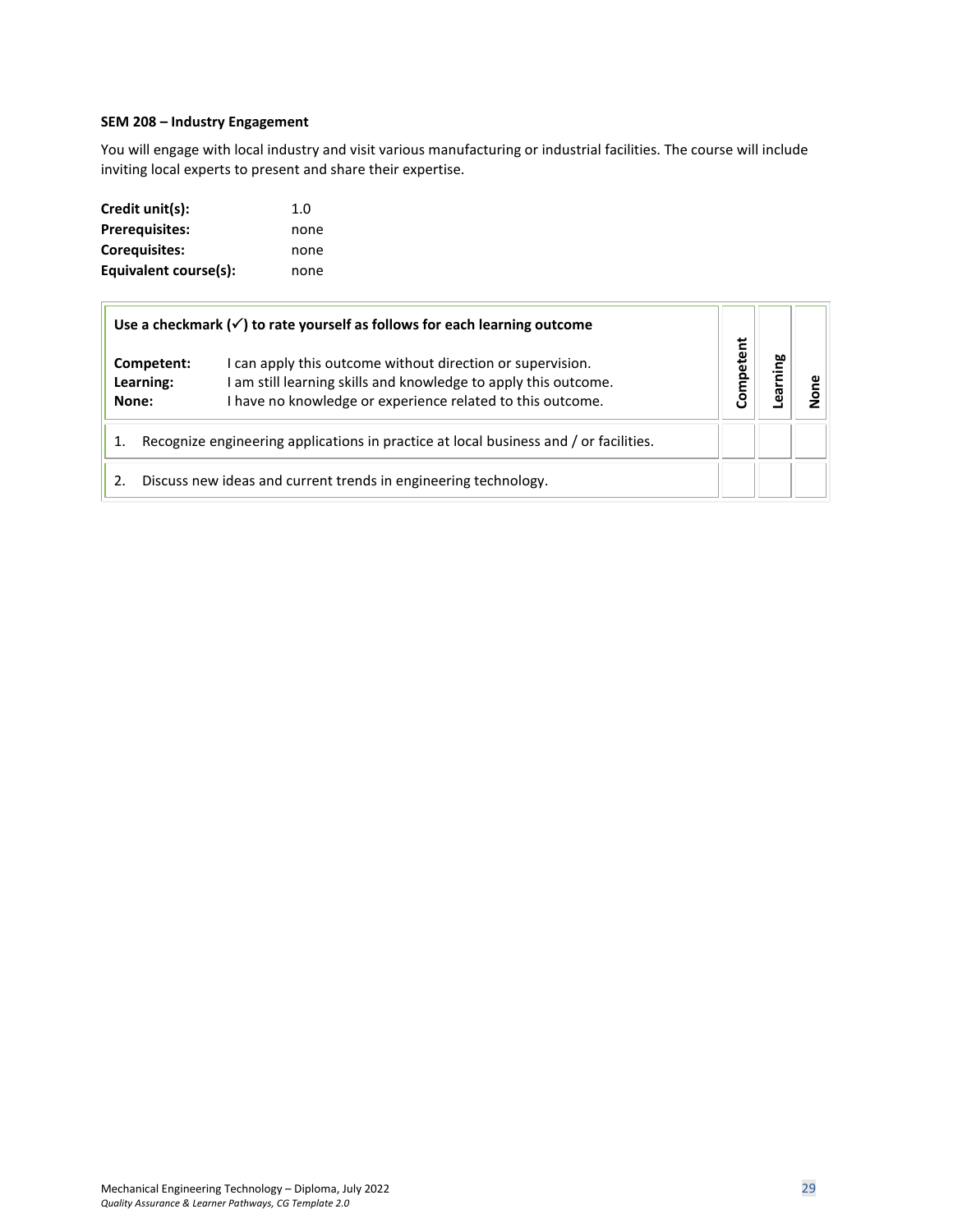**SEM 208 – Industry Engagement**

You will engage with local industry and visit various manufacturing or industrial facilities. The course will include inviting local experts to present and share their expertise.

|  |  |
|---|---|
| **Credit unit(s):** | 1.0 |
| **Prerequisites:** | none |
| **Corequisites:** | none |
| **Equivalent course(s):** | none |

| **Use a checkmark (✓) to rate yourself as follows for each learning outcome**<br><br>**Competent:** I can apply this outcome without direction or supervision.<br>**Learning:** I am still learning skills and knowledge to apply this outcome.<br>**None:** I have no knowledge or experience related to this outcome. | **Competent** | **Learning** | **None** |
|---|---|---|---|
| 1. Recognize engineering applications in practice at local business and / or facilities. | | | |
| 2. Discuss new ideas and current trends in engineering technology. | | | |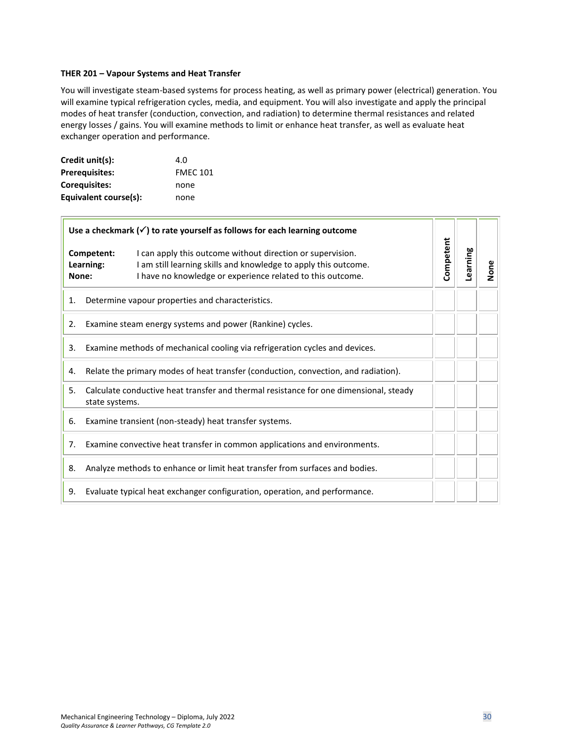**THER 201 – Vapour Systems and Heat Transfer**

You will investigate steam-based systems for process heating, as well as primary power (electrical) generation. You will examine typical refrigeration cycles, media, and equipment. You will also investigate and apply the principal modes of heat transfer (conduction, convection, and radiation) to determine thermal resistances and related energy losses / gains. You will examine methods to limit or enhance heat transfer, as well as evaluate heat exchanger operation and performance.

| | |
|---|---|
| **Credit unit(s):** | 4.0 |
| **Prerequisites:** | FMEC 101 |
| **Corequisites:** | none |
| **Equivalent course(s):** | none |

| **Use a checkmark (✓) to rate yourself as follows for each learning outcome**<br><br>**Competent:** I can apply this outcome without direction or supervision.<br>**Learning:** I am still learning skills and knowledge to apply this outcome.<br>**None:** I have no knowledge or experience related to this outcome. | **Competent** | **Learning** | **None** |
|---|---|---|---|
| 1. Determine vapour properties and characteristics. | | | |
| 2. Examine steam energy systems and power (Rankine) cycles. | | | |
| 3. Examine methods of mechanical cooling via refrigeration cycles and devices. | | | |
| 4. Relate the primary modes of heat transfer (conduction, convection, and radiation). | | | |
| 5. Calculate conductive heat transfer and thermal resistance for one dimensional, steady state systems. | | | |
| 6. Examine transient (non-steady) heat transfer systems. | | | |
| 7. Examine convective heat transfer in common applications and environments. | | | |
| 8. Analyze methods to enhance or limit heat transfer from surfaces and bodies. | | | |
| 9. Evaluate typical heat exchanger configuration, operation, and performance. | | | |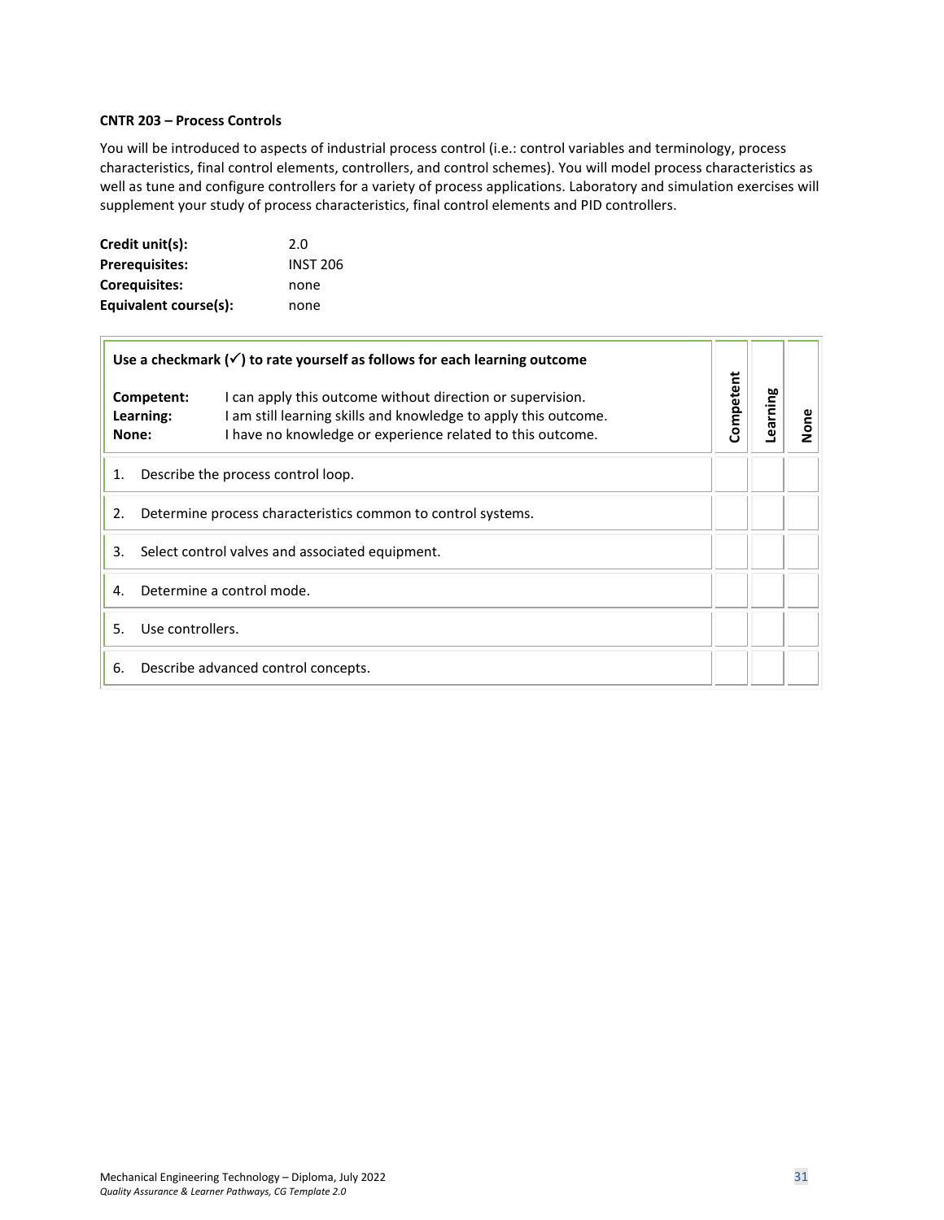**CNTR 203 – Process Controls**

You will be introduced to aspects of industrial process control (i.e.: control variables and terminology, process characteristics, final control elements, controllers, and control schemes). You will model process characteristics as well as tune and configure controllers for a variety of process applications. Laboratory and simulation exercises will supplement your study of process characteristics, final control elements and PID controllers.

| | |
|---|---|
| **Credit unit(s):** | 2.0 |
| **Prerequisites:** | INST 206 |
| **Corequisites:** | none |
| **Equivalent course(s):** | none |

| **Use a checkmark (✓) to rate yourself as follows for each learning outcome**<br><br>**Competent:** I can apply this outcome without direction or supervision.<br>**Learning:** I am still learning skills and knowledge to apply this outcome.<br>**None:** I have no knowledge or experience related to this outcome. | Competent | Learning | None |
|---|---|---|---|
| 1. Describe the process control loop. | | | |
| 2. Determine process characteristics common to control systems. | | | |
| 3. Select control valves and associated equipment. | | | |
| 4. Determine a control mode. | | | |
| 5. Use controllers. | | | |
| 6. Describe advanced control concepts. | | | |

Mechanical Engineering Technology – Diploma, July 2022
*Quality Assurance & Learner Pathways, CG Template 2.0*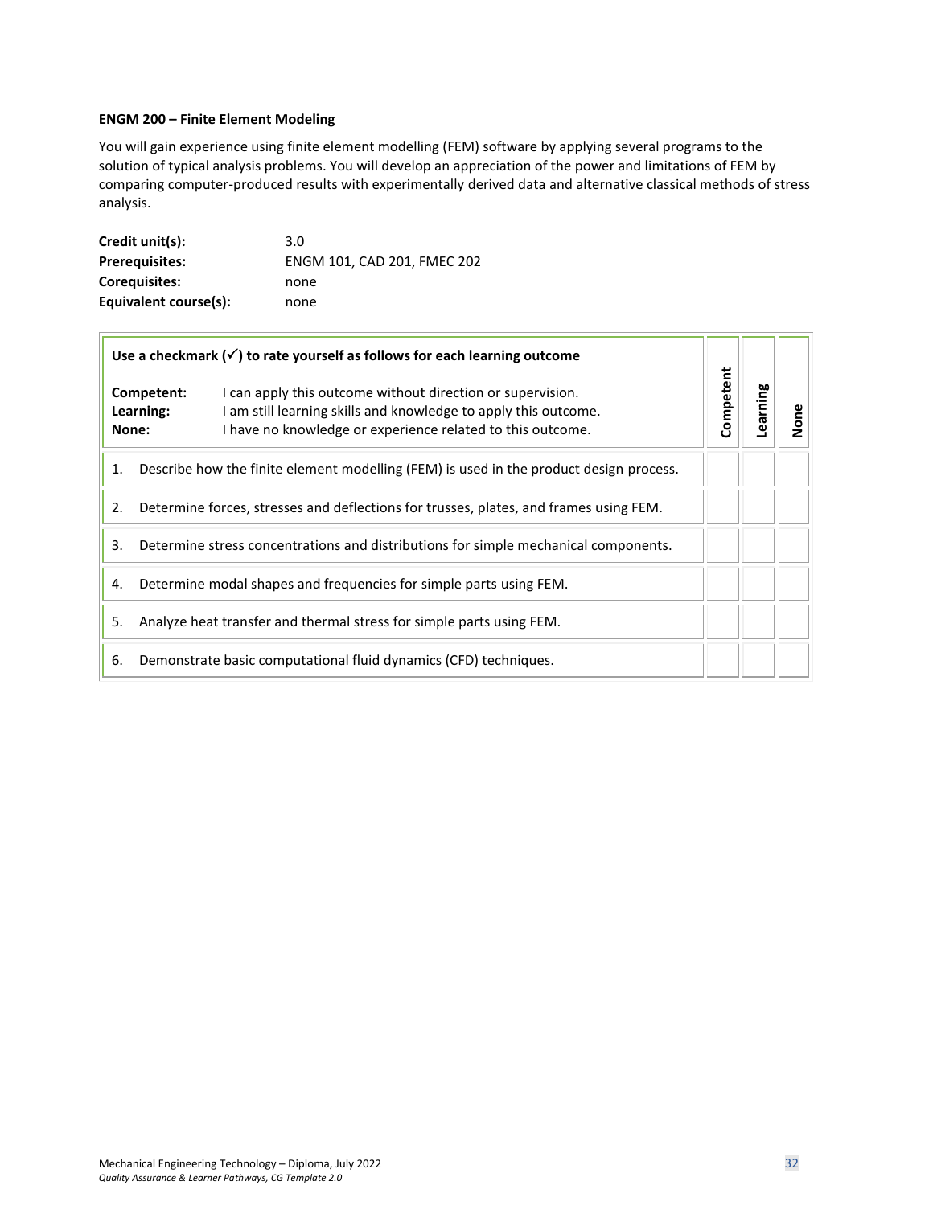**ENGM 200 – Finite Element Modeling**

You will gain experience using finite element modelling (FEM) software by applying several programs to the solution of typical analysis problems. You will develop an appreciation of the power and limitations of FEM by comparing computer-produced results with experimentally derived data and alternative classical methods of stress analysis.

| | |
|---|---|
| **Credit unit(s):** | 3.0 |
| **Prerequisites:** | ENGM 101, CAD 201, FMEC 202 |
| **Corequisites:** | none |
| **Equivalent course(s):** | none |

| **Use a checkmark (✓) to rate yourself as follows for each learning outcome**<br><br>**Competent:** I can apply this outcome without direction or supervision.<br>**Learning:** I am still learning skills and knowledge to apply this outcome.<br>**None:** I have no knowledge or experience related to this outcome. | Competent | Learning | None |
|---|---|---|---|
| 1. Describe how the finite element modelling (FEM) is used in the product design process. | | | |
| 2. Determine forces, stresses and deflections for trusses, plates, and frames using FEM. | | | |
| 3. Determine stress concentrations and distributions for simple mechanical components. | | | |
| 4. Determine modal shapes and frequencies for simple parts using FEM. | | | |
| 5. Analyze heat transfer and thermal stress for simple parts using FEM. | | | |
| 6. Demonstrate basic computational fluid dynamics (CFD) techniques. | | | |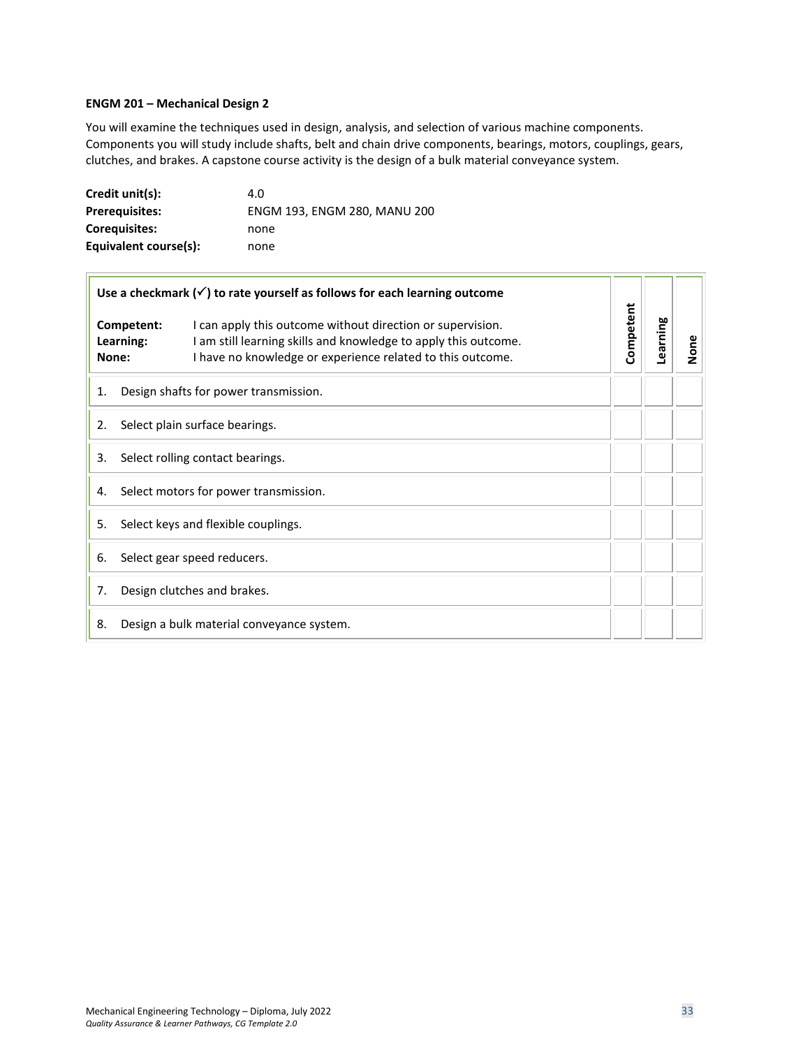**ENGM 201 – Mechanical Design 2**

You will examine the techniques used in design, analysis, and selection of various machine components. Components you will study include shafts, belt and chain drive components, bearings, motors, couplings, gears, clutches, and brakes. A capstone course activity is the design of a bulk material conveyance system.

| | |
|---|---|
| **Credit unit(s):** | 4.0 |
| **Prerequisites:** | ENGM 193, ENGM 280, MANU 200 |
| **Corequisites:** | none |
| **Equivalent course(s):** | none |

| **Use a checkmark (✓) to rate yourself as follows for each learning outcome**<br><br>**Competent:** I can apply this outcome without direction or supervision.<br>**Learning:** I am still learning skills and knowledge to apply this outcome.<br>**None:** I have no knowledge or experience related to this outcome. | **Competent** | **Learning** | **None** |
|---|---|---|---|
| 1. Design shafts for power transmission. | | | |
| 2. Select plain surface bearings. | | | |
| 3. Select rolling contact bearings. | | | |
| 4. Select motors for power transmission. | | | |
| 5. Select keys and flexible couplings. | | | |
| 6. Select gear speed reducers. | | | |
| 7. Design clutches and brakes. | | | |
| 8. Design a bulk material conveyance system. | | | |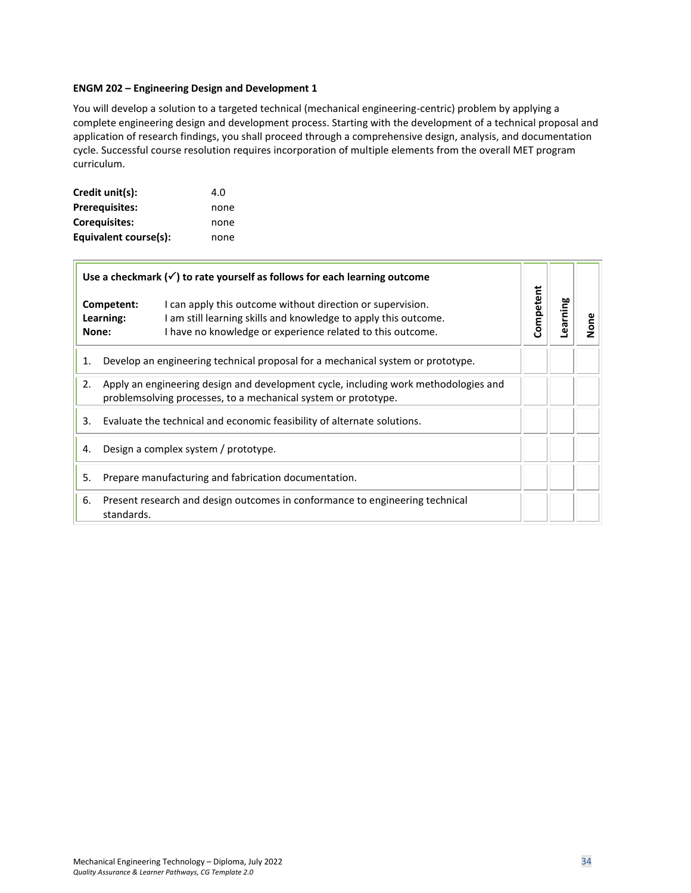**ENGM 202 – Engineering Design and Development 1**

You will develop a solution to a targeted technical (mechanical engineering-centric) problem by applying a complete engineering design and development process. Starting with the development of a technical proposal and application of research findings, you shall proceed through a comprehensive design, analysis, and documentation cycle. Successful course resolution requires incorporation of multiple elements from the overall MET program curriculum.

| | |
|---|---|
| **Credit unit(s):** | 4.0 |
| **Prerequisites:** | none |
| **Corequisites:** | none |
| **Equivalent course(s):** | none |

| **Use a checkmark (✓) to rate yourself as follows for each learning outcome**<br><br>**Competent:** I can apply this outcome without direction or supervision.<br>**Learning:** I am still learning skills and knowledge to apply this outcome.<br>**None:** I have no knowledge or experience related to this outcome. | Competent | Learning | None |
|---|---|---|---|
| 1. Develop an engineering technical proposal for a mechanical system or prototype. | | | |
| 2. Apply an engineering design and development cycle, including work methodologies and problemsolving processes, to a mechanical system or prototype. | | | |
| 3. Evaluate the technical and economic feasibility of alternate solutions. | | | |
| 4. Design a complex system / prototype. | | | |
| 5. Prepare manufacturing and fabrication documentation. | | | |
| 6. Present research and design outcomes in conformance to engineering technical standards. | | | |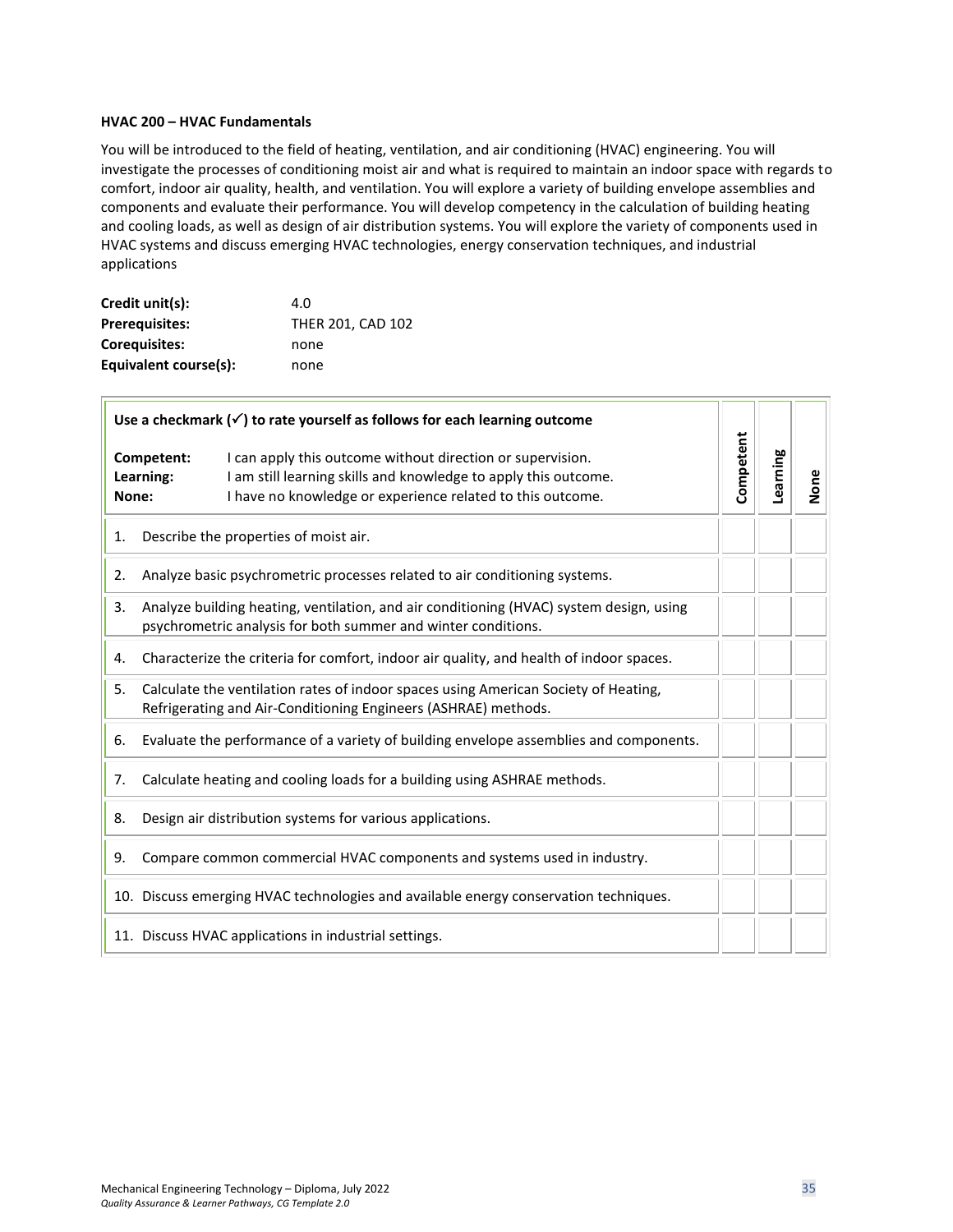**HVAC 200 – HVAC Fundamentals**

You will be introduced to the field of heating, ventilation, and air conditioning (HVAC) engineering. You will investigate the processes of conditioning moist air and what is required to maintain an indoor space with regards to comfort, indoor air quality, health, and ventilation. You will explore a variety of building envelope assemblies and components and evaluate their performance. You will develop competency in the calculation of building heating and cooling loads, as well as design of air distribution systems. You will explore the variety of components used in HVAC systems and discuss emerging HVAC technologies, energy conservation techniques, and industrial applications

| | |
|---|---|
| **Credit unit(s):** | 4.0 |
| **Prerequisites:** | THER 201, CAD 102 |
| **Corequisites:** | none |
| **Equivalent course(s):** | none |

| **Use a checkmark (✓) to rate yourself as follows for each learning outcome**<br><br>**Competent:** I can apply this outcome without direction or supervision.<br>**Learning:** I am still learning skills and knowledge to apply this outcome.<br>**None:** I have no knowledge or experience related to this outcome. | Competent | Learning | None |
|---|---|---|---|
| 1. Describe the properties of moist air. | | | |
| 2. Analyze basic psychrometric processes related to air conditioning systems. | | | |
| 3. Analyze building heating, ventilation, and air conditioning (HVAC) system design, using psychrometric analysis for both summer and winter conditions. | | | |
| 4. Characterize the criteria for comfort, indoor air quality, and health of indoor spaces. | | | |
| 5. Calculate the ventilation rates of indoor spaces using American Society of Heating, Refrigerating and Air-Conditioning Engineers (ASHRAE) methods. | | | |
| 6. Evaluate the performance of a variety of building envelope assemblies and components. | | | |
| 7. Calculate heating and cooling loads for a building using ASHRAE methods. | | | |
| 8. Design air distribution systems for various applications. | | | |
| 9. Compare common commercial HVAC components and systems used in industry. | | | |
| 10. Discuss emerging HVAC technologies and available energy conservation techniques. | | | |
| 11. Discuss HVAC applications in industrial settings. | | | |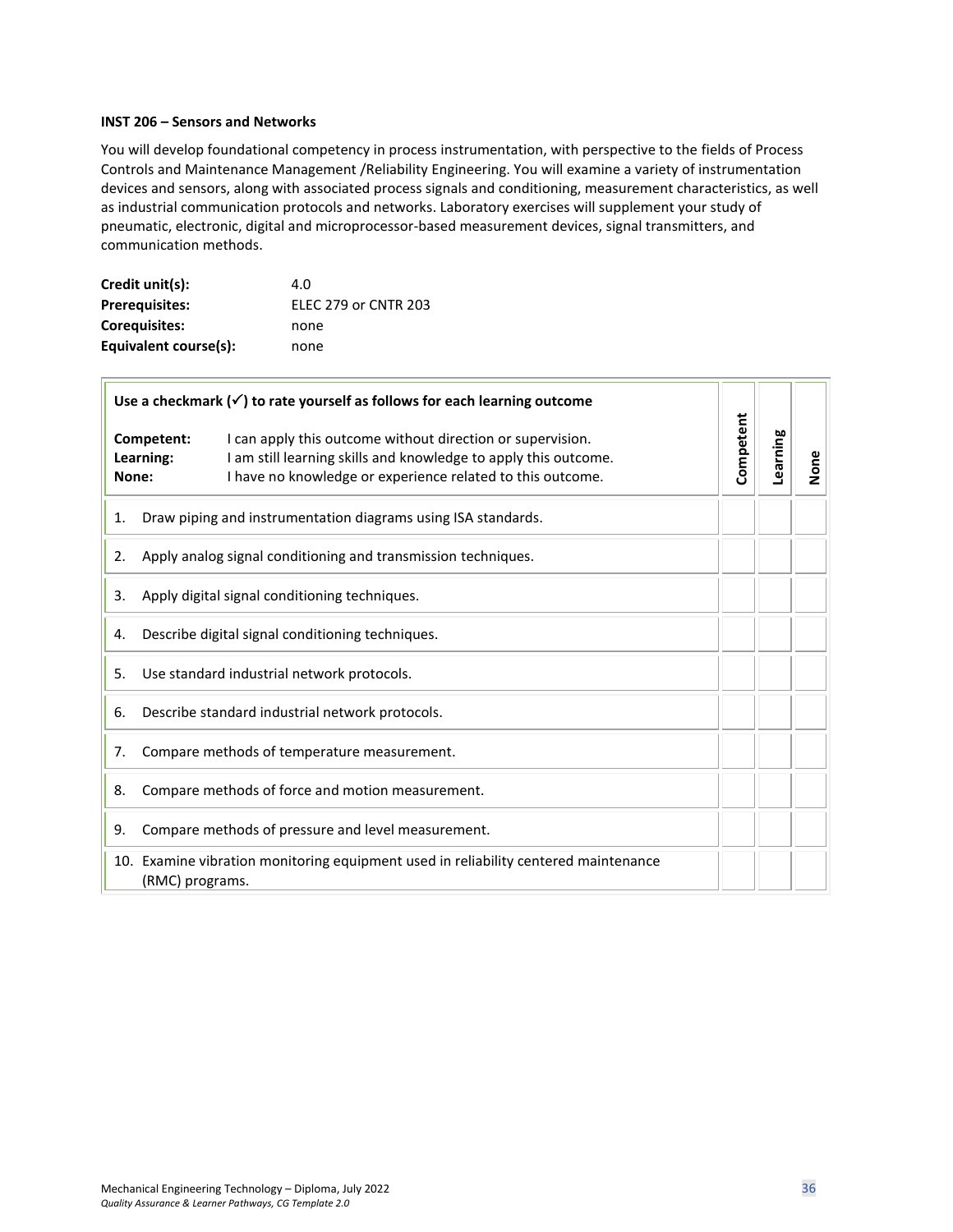**INST 206 – Sensors and Networks**

You will develop foundational competency in process instrumentation, with perspective to the fields of Process Controls and Maintenance Management /Reliability Engineering. You will examine a variety of instrumentation devices and sensors, along with associated process signals and conditioning, measurement characteristics, as well as industrial communication protocols and networks. Laboratory exercises will supplement your study of pneumatic, electronic, digital and microprocessor-based measurement devices, signal transmitters, and communication methods.

| | |
|---|---|
| **Credit unit(s):** | 4.0 |
| **Prerequisites:** | ELEC 279 or CNTR 203 |
| **Corequisites:** | none |
| **Equivalent course(s):** | none |

| **Use a checkmark (✓) to rate yourself as follows for each learning outcome**<br><br>**Competent:** I can apply this outcome without direction or supervision.<br>**Learning:** I am still learning skills and knowledge to apply this outcome.<br>**None:** I have no knowledge or experience related to this outcome. | Competent | Learning | None |
|---|---|---|---|
| 1. Draw piping and instrumentation diagrams using ISA standards. | | | |
| 2. Apply analog signal conditioning and transmission techniques. | | | |
| 3. Apply digital signal conditioning techniques. | | | |
| 4. Describe digital signal conditioning techniques. | | | |
| 5. Use standard industrial network protocols. | | | |
| 6. Describe standard industrial network protocols. | | | |
| 7. Compare methods of temperature measurement. | | | |
| 8. Compare methods of force and motion measurement. | | | |
| 9. Compare methods of pressure and level measurement. | | | |
| 10. Examine vibration monitoring equipment used in reliability centered maintenance (RMC) programs. | | | |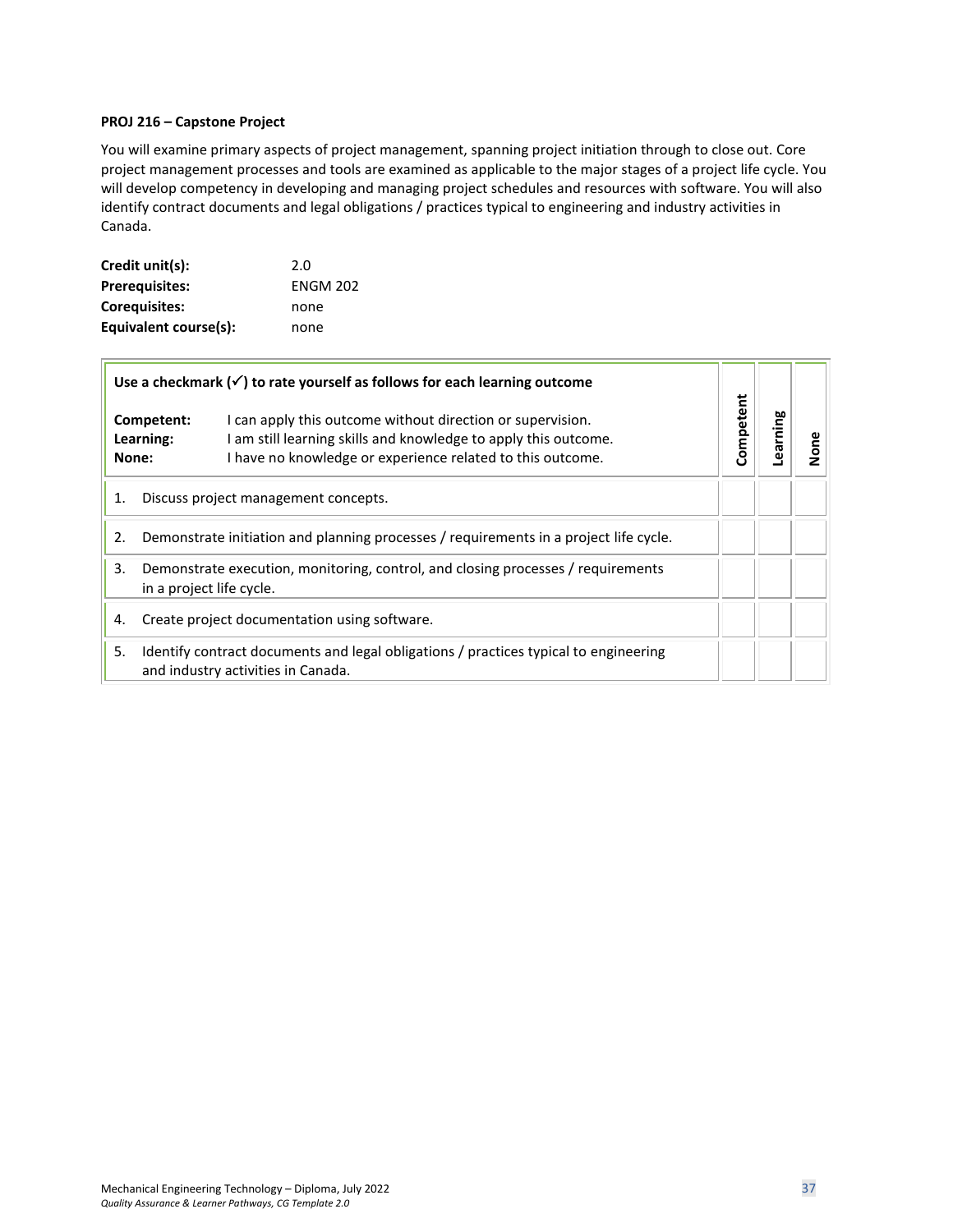**PROJ 216 – Capstone Project**

You will examine primary aspects of project management, spanning project initiation through to close out. Core project management processes and tools are examined as applicable to the major stages of a project life cycle. You will develop competency in developing and managing project schedules and resources with software. You will also identify contract documents and legal obligations / practices typical to engineering and industry activities in Canada.

| | |
|---|---|
| **Credit unit(s):** | 2.0 |
| **Prerequisites:** | ENGM 202 |
| **Corequisites:** | none |
| **Equivalent course(s):** | none |

| **Use a checkmark (✓) to rate yourself as follows for each learning outcome**<br><br>**Competent:** I can apply this outcome without direction or supervision.<br>**Learning:** I am still learning skills and knowledge to apply this outcome.<br>**None:** I have no knowledge or experience related to this outcome. | **Competent** | **Learning** | **None** |
|---|---|---|---|
| 1. Discuss project management concepts. | | | |
| 2. Demonstrate initiation and planning processes / requirements in a project life cycle. | | | |
| 3. Demonstrate execution, monitoring, control, and closing processes / requirements in a project life cycle. | | | |
| 4. Create project documentation using software. | | | |
| 5. Identify contract documents and legal obligations / practices typical to engineering and industry activities in Canada. | | | |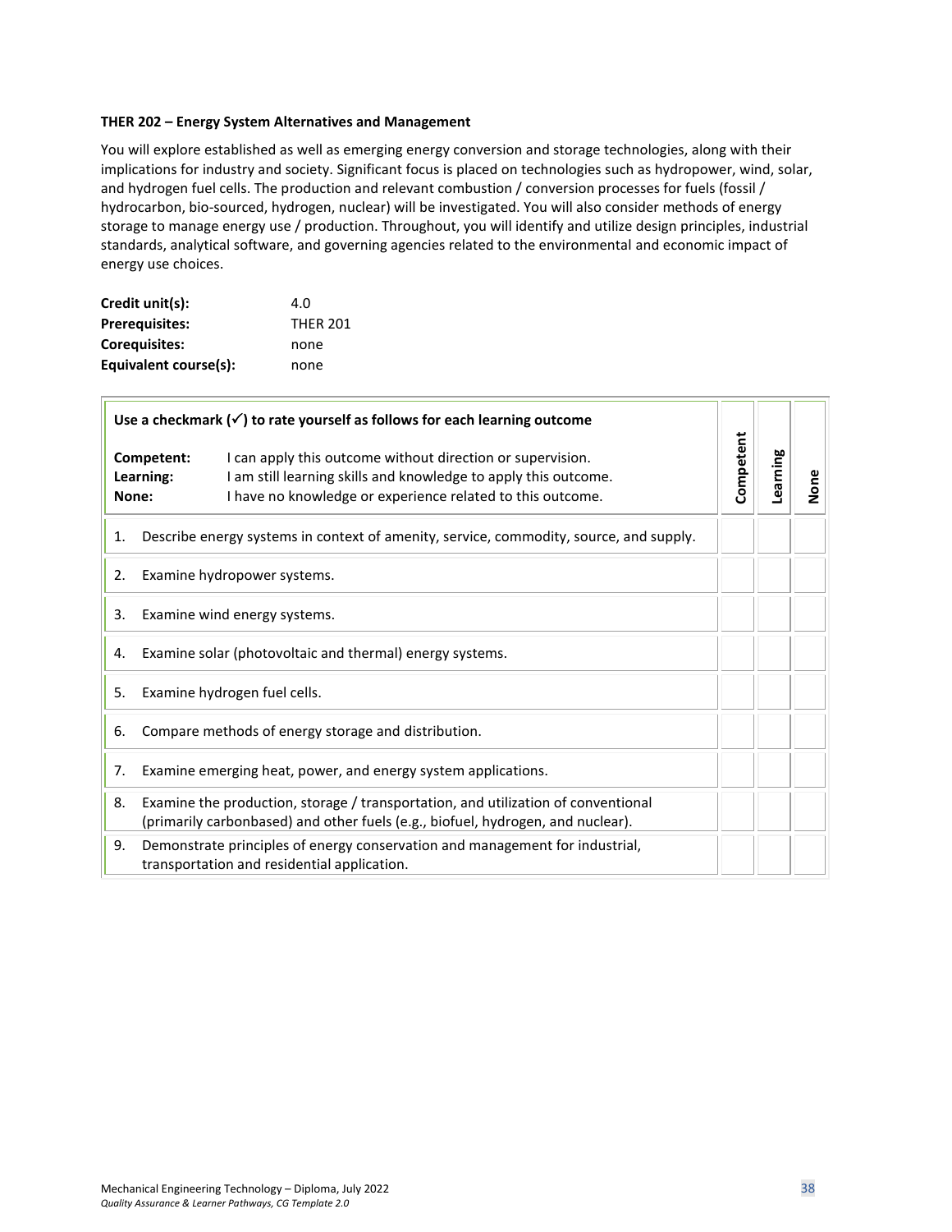**THER 202 – Energy System Alternatives and Management**

You will explore established as well as emerging energy conversion and storage technologies, along with their implications for industry and society. Significant focus is placed on technologies such as hydropower, wind, solar, and hydrogen fuel cells. The production and relevant combustion / conversion processes for fuels (fossil / hydrocarbon, bio-sourced, hydrogen, nuclear) will be investigated. You will also consider methods of energy storage to manage energy use / production. Throughout, you will identify and utilize design principles, industrial standards, analytical software, and governing agencies related to the environmental and economic impact of energy use choices.

| | |
|---|---|
| **Credit unit(s):** | 4.0 |
| **Prerequisites:** | THER 201 |
| **Corequisites:** | none |
| **Equivalent course(s):** | none |

| **Use a checkmark (✓) to rate yourself as follows for each learning outcome**<br><br>**Competent:** I can apply this outcome without direction or supervision.<br>**Learning:** I am still learning skills and knowledge to apply this outcome.<br>**None:** I have no knowledge or experience related to this outcome. | **Competent** | **Learning** | **None** |
|---|---|---|---|
| 1. Describe energy systems in context of amenity, service, commodity, source, and supply. | | | |
| 2. Examine hydropower systems. | | | |
| 3. Examine wind energy systems. | | | |
| 4. Examine solar (photovoltaic and thermal) energy systems. | | | |
| 5. Examine hydrogen fuel cells. | | | |
| 6. Compare methods of energy storage and distribution. | | | |
| 7. Examine emerging heat, power, and energy system applications. | | | |
| 8. Examine the production, storage / transportation, and utilization of conventional (primarily carbonbased) and other fuels (e.g., biofuel, hydrogen, and nuclear). | | | |
| 9. Demonstrate principles of energy conservation and management for industrial, transportation and residential application. | | | |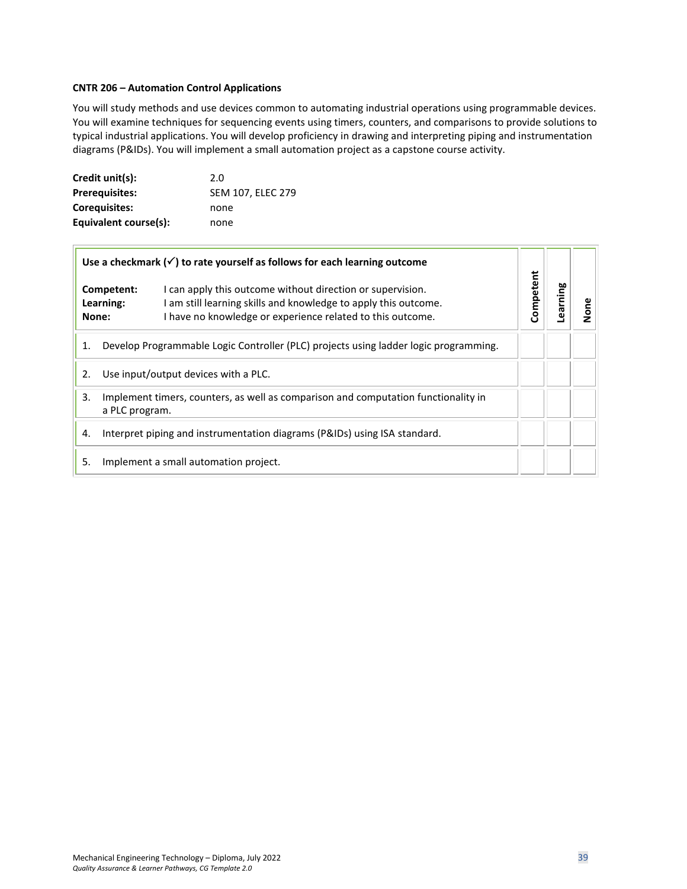**CNTR 206 – Automation Control Applications**

You will study methods and use devices common to automating industrial operations using programmable devices. You will examine techniques for sequencing events using timers, counters, and comparisons to provide solutions to typical industrial applications. You will develop proficiency in drawing and interpreting piping and instrumentation diagrams (P&IDs). You will implement a small automation project as a capstone course activity.

| | |
|---|---|
| **Credit unit(s):** | 2.0 |
| **Prerequisites:** | SEM 107, ELEC 279 |
| **Corequisites:** | none |
| **Equivalent course(s):** | none |

| **Use a checkmark (✓) to rate yourself as follows for each learning outcome**<br><br>**Competent:** I can apply this outcome without direction or supervision.<br>**Learning:** I am still learning skills and knowledge to apply this outcome.<br>**None:** I have no knowledge or experience related to this outcome. | **Competent** | **Learning** | **None** |
|---|---|---|---|
| 1. Develop Programmable Logic Controller (PLC) projects using ladder logic programming. | | | |
| 2. Use input/output devices with a PLC. | | | |
| 3. Implement timers, counters, as well as comparison and computation functionality in a PLC program. | | | |
| 4. Interpret piping and instrumentation diagrams (P&IDs) using ISA standard. | | | |
| 5. Implement a small automation project. | | | |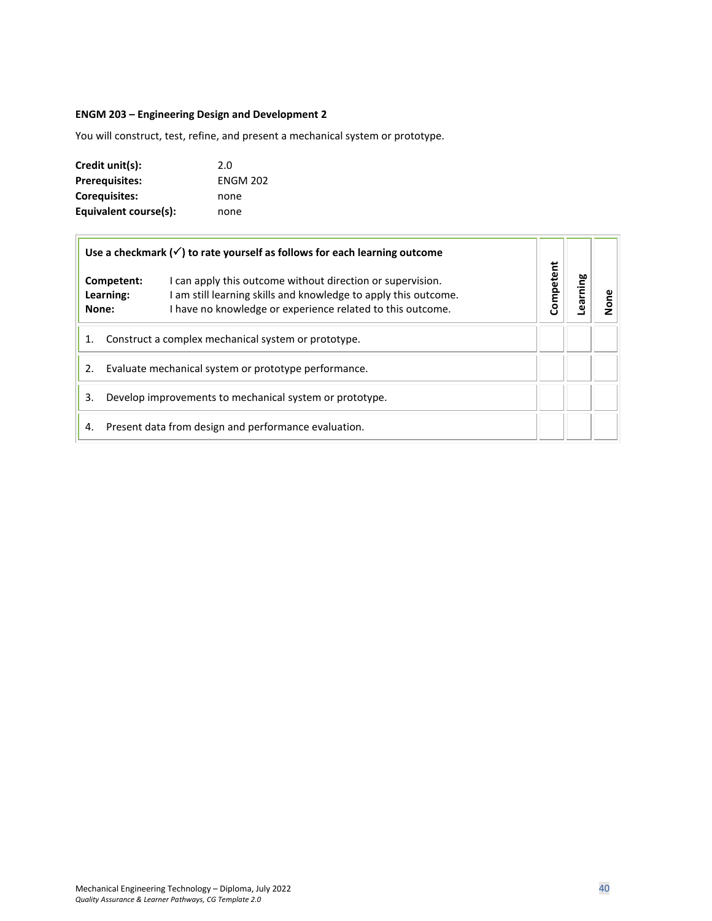**ENGM 203 – Engineering Design and Development 2**

You will construct, test, refine, and present a mechanical system or prototype.

**Credit unit(s):** 2.0
**Prerequisites:** ENGM 202
**Corequisites:** none
**Equivalent course(s):** none

| **Use a checkmark (✓) to rate yourself as follows for each learning outcome**<br><br>**Competent:** I can apply this outcome without direction or supervision.<br>**Learning:** I am still learning skills and knowledge to apply this outcome.<br>**None:** I have no knowledge or experience related to this outcome. | **Competent** | **Learning** | **None** |
|---|---|---|---|
| 1. Construct a complex mechanical system or prototype. | | | |
| 2. Evaluate mechanical system or prototype performance. | | | |
| 3. Develop improvements to mechanical system or prototype. | | | |
| 4. Present data from design and performance evaluation. | | | |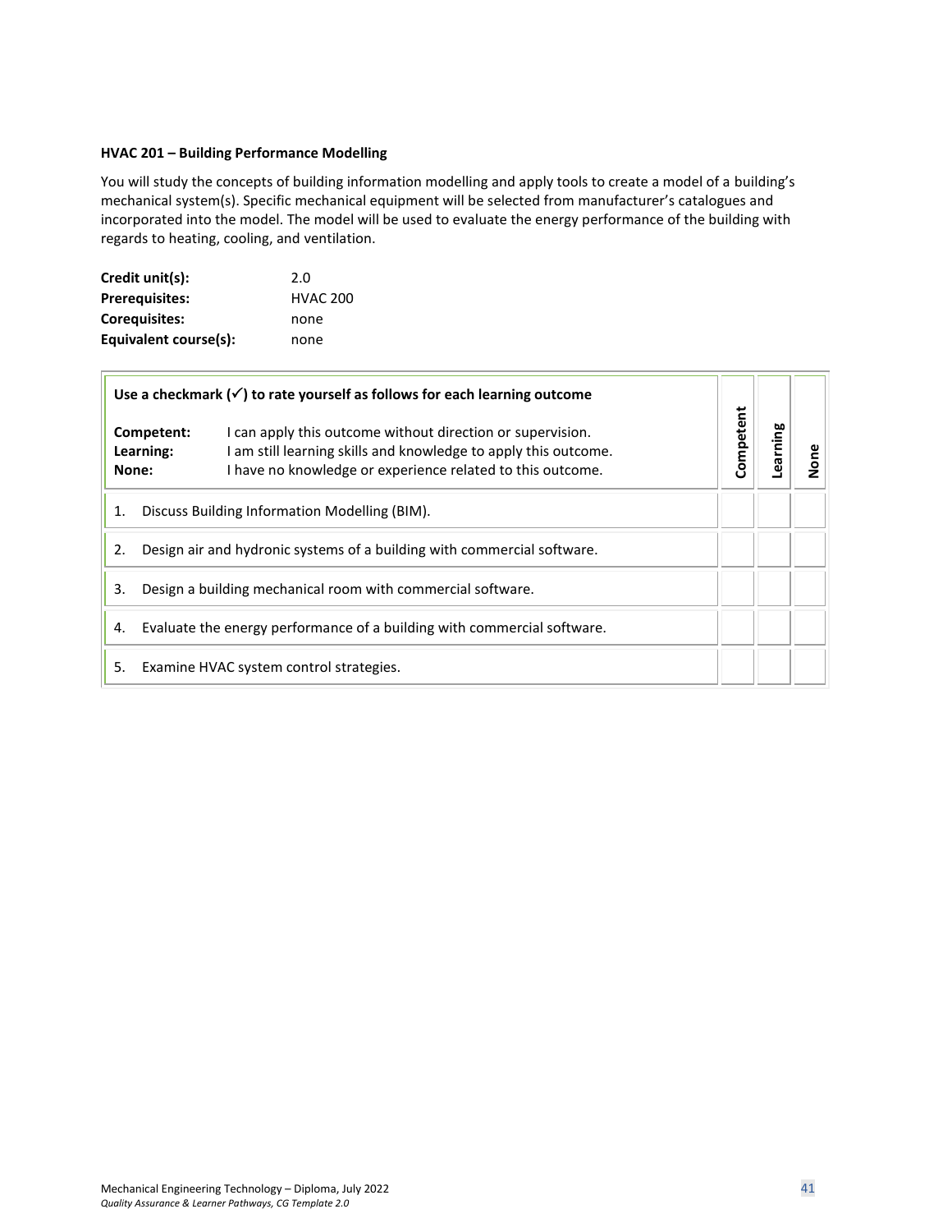**HVAC 201 – Building Performance Modelling**

You will study the concepts of building information modelling and apply tools to create a model of a building's mechanical system(s). Specific mechanical equipment will be selected from manufacturer's catalogues and incorporated into the model. The model will be used to evaluate the energy performance of the building with regards to heating, cooling, and ventilation.

| | |
|---|---|
| **Credit unit(s):** | 2.0 |
| **Prerequisites:** | HVAC 200 |
| **Corequisites:** | none |
| **Equivalent course(s):** | none |

| **Use a checkmark (✓) to rate yourself as follows for each learning outcome**<br><br>**Competent:** I can apply this outcome without direction or supervision.<br>**Learning:** I am still learning skills and knowledge to apply this outcome.<br>**None:** I have no knowledge or experience related to this outcome. | **Competent** | **Learning** | **None** |
|---|---|---|---|
| 1. Discuss Building Information Modelling (BIM). | | | |
| 2. Design air and hydronic systems of a building with commercial software. | | | |
| 3. Design a building mechanical room with commercial software. | | | |
| 4. Evaluate the energy performance of a building with commercial software. | | | |
| 5. Examine HVAC system control strategies. | | | |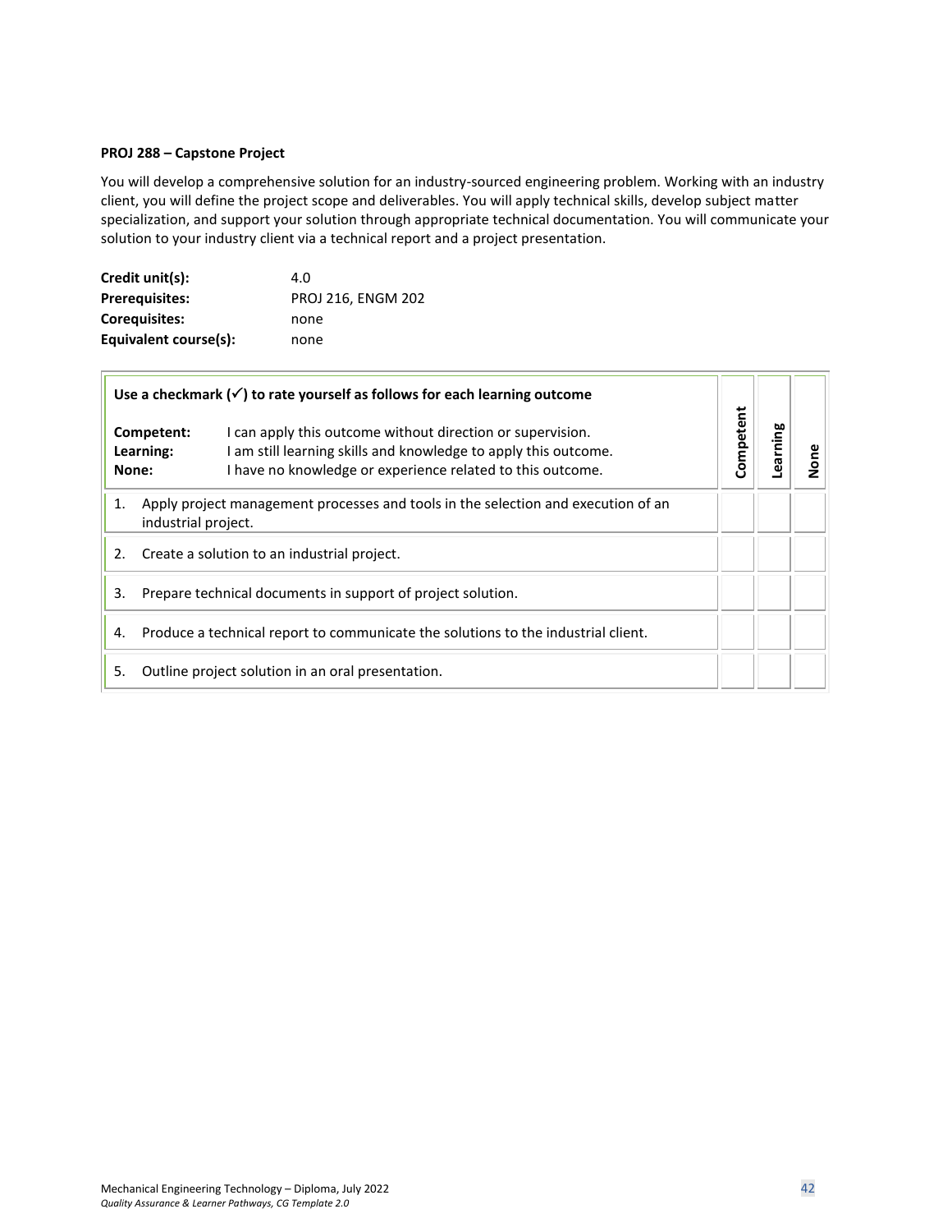**PROJ 288 – Capstone Project**

You will develop a comprehensive solution for an industry-sourced engineering problem. Working with an industry client, you will define the project scope and deliverables. You will apply technical skills, develop subject matter specialization, and support your solution through appropriate technical documentation. You will communicate your solution to your industry client via a technical report and a project presentation.

| | |
|---|---|
| **Credit unit(s):** | 4.0 |
| **Prerequisites:** | PROJ 216, ENGM 202 |
| **Corequisites:** | none |
| **Equivalent course(s):** | none |

| **Use a checkmark (✓) to rate yourself as follows for each learning outcome**<br><br>**Competent:** I can apply this outcome without direction or supervision.<br>**Learning:** I am still learning skills and knowledge to apply this outcome.<br>**None:** I have no knowledge or experience related to this outcome. | Competent | Learning | None |
|---|---|---|---|
| 1. Apply project management processes and tools in the selection and execution of an industrial project. | | | |
| 2. Create a solution to an industrial project. | | | |
| 3. Prepare technical documents in support of project solution. | | | |
| 4. Produce a technical report to communicate the solutions to the industrial client. | | | |
| 5. Outline project solution in an oral presentation. | | | |